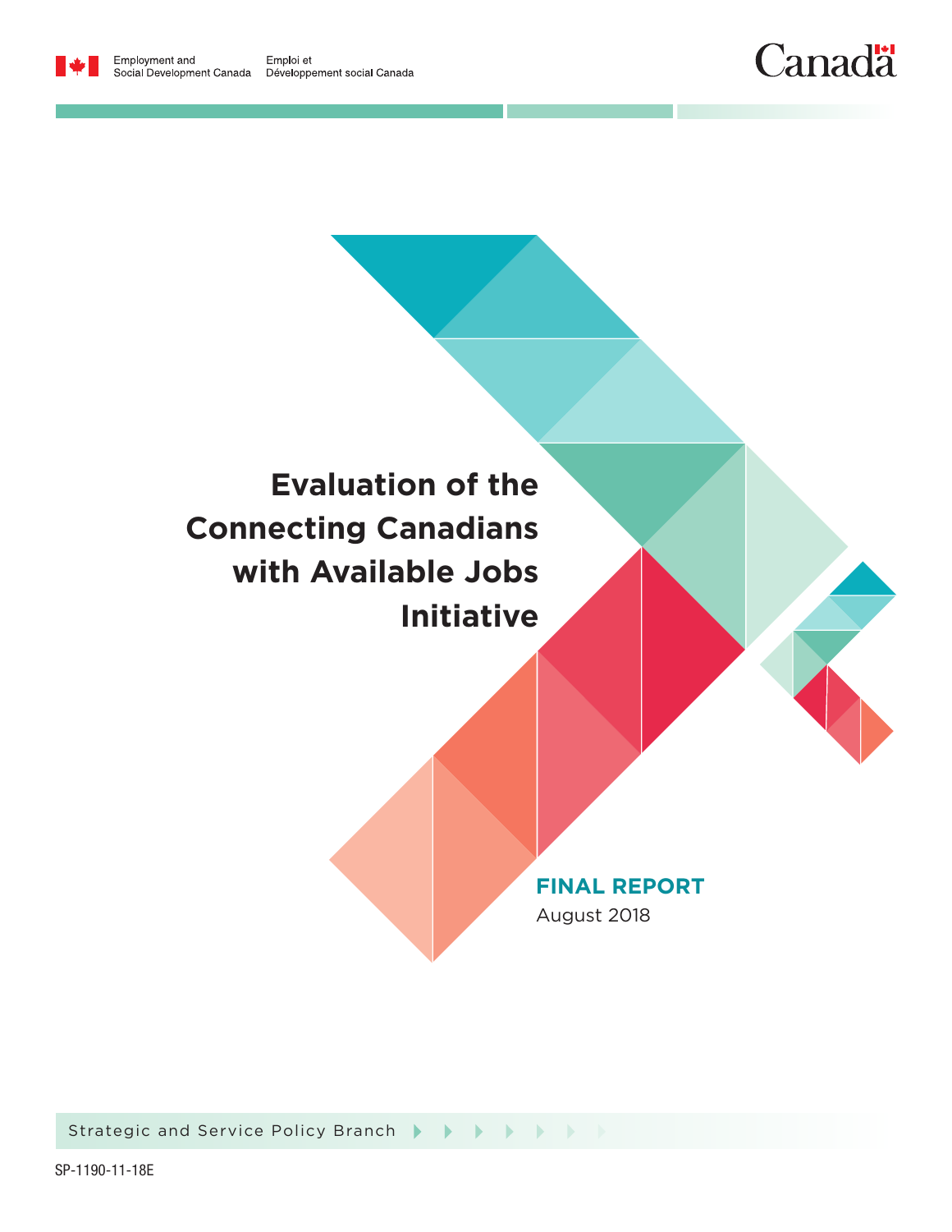Employment and Social Development Canada | Emploi et Développement social Canada

Canada

# Evaluation of the Connecting Canadians with Available Jobs Initiative

**FINAL REPORT**

August 2018

Strategic and Service Policy Branch

SP-1190-11-18E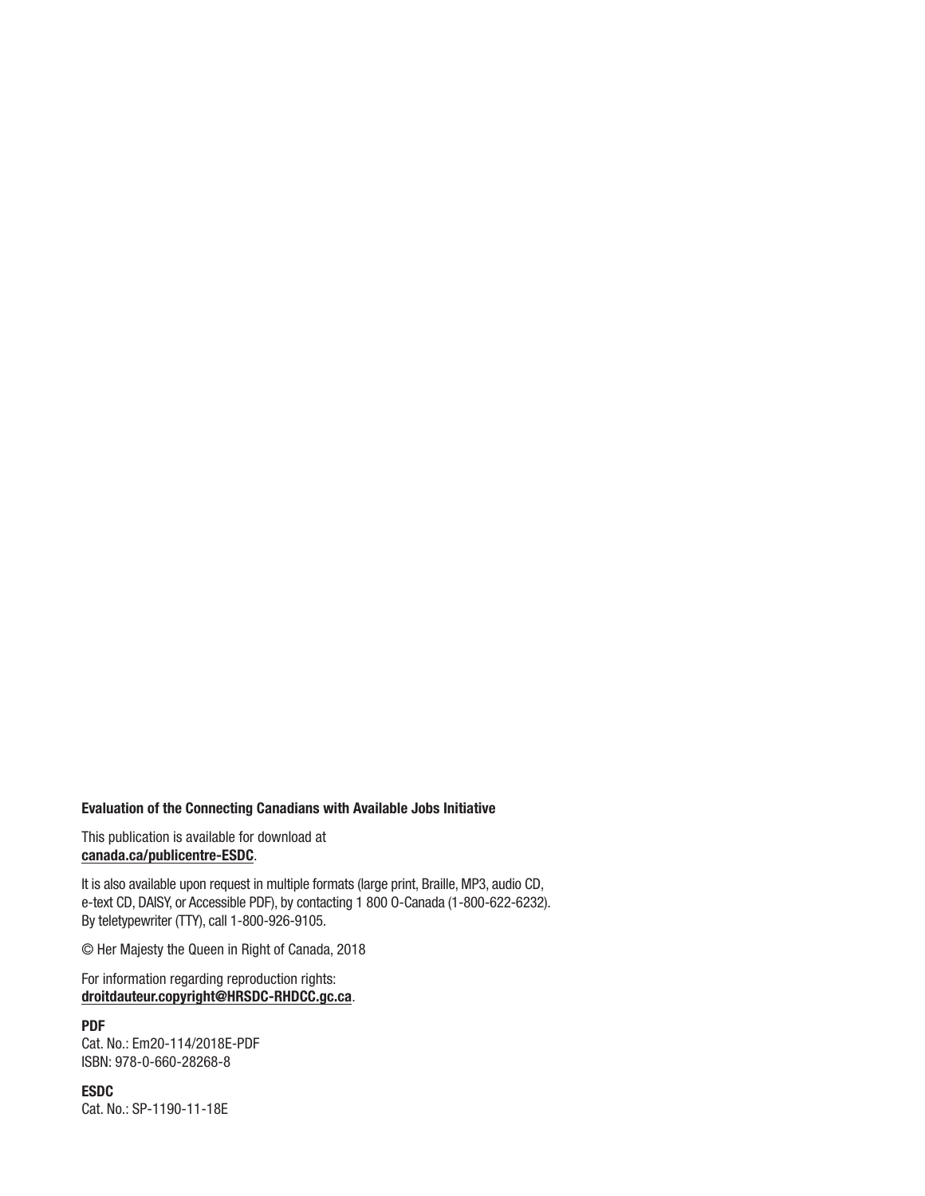**Evaluation of the Connecting Canadians with Available Jobs Initiative**

This publication is available for download at
**canada.ca/publicentre-ESDC**.

It is also available upon request in multiple formats (large print, Braille, MP3, audio CD, e-text CD, DAISY, or Accessible PDF), by contacting 1 800 O-Canada (1-800-622-6232). By teletypewriter (TTY), call 1-800-926-9105.

© Her Majesty the Queen in Right of Canada, 2018

For information regarding reproduction rights:
**droitdauteur.copyright@HRSDC-RHDCC.gc.ca**.

**PDF**
Cat. No.: Em20-114/2018E-PDF
ISBN: 978-0-660-28268-8

**ESDC**
Cat. No.: SP-1190-11-18E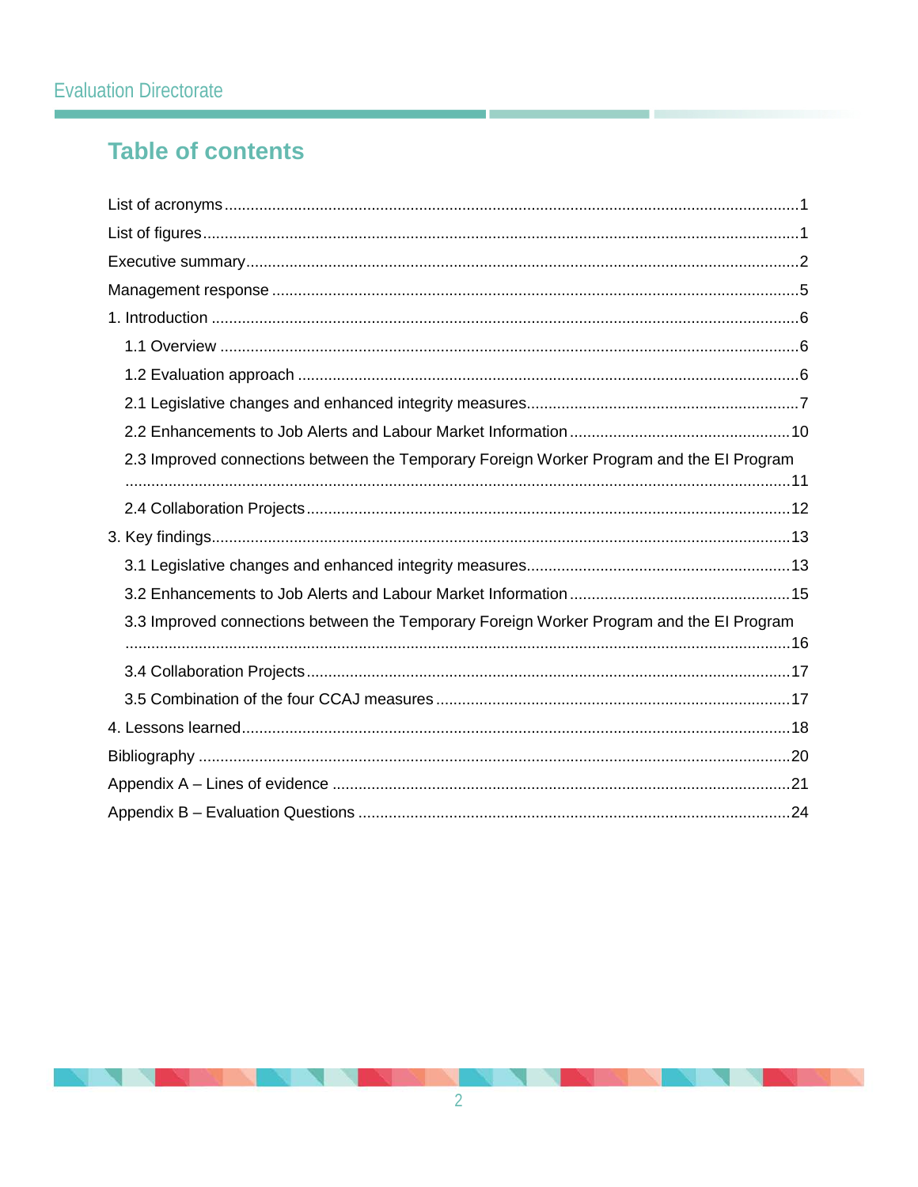## Table of contents

List of acronyms ... 1

List of figures ... 1

Executive summary ... 2

Management response ... 5

1. Introduction ... 6
   - 1.1 Overview ... 6
   - 1.2 Evaluation approach ... 6
   - 2.1 Legislative changes and enhanced integrity measures ... 7
   - 2.2 Enhancements to Job Alerts and Labour Market Information ... 10
   - 2.3 Improved connections between the Temporary Foreign Worker Program and the EI Program ... 11
   - 2.4 Collaboration Projects ... 12
3. Key findings ... 13
   - 3.1 Legislative changes and enhanced integrity measures ... 13
   - 3.2 Enhancements to Job Alerts and Labour Market Information ... 15
   - 3.3 Improved connections between the Temporary Foreign Worker Program and the EI Program ... 16
   - 3.4 Collaboration Projects ... 17
   - 3.5 Combination of the four CCAJ measures ... 17
4. Lessons learned ... 18

Bibliography ... 20

Appendix A – Lines of evidence ... 21

Appendix B – Evaluation Questions ... 24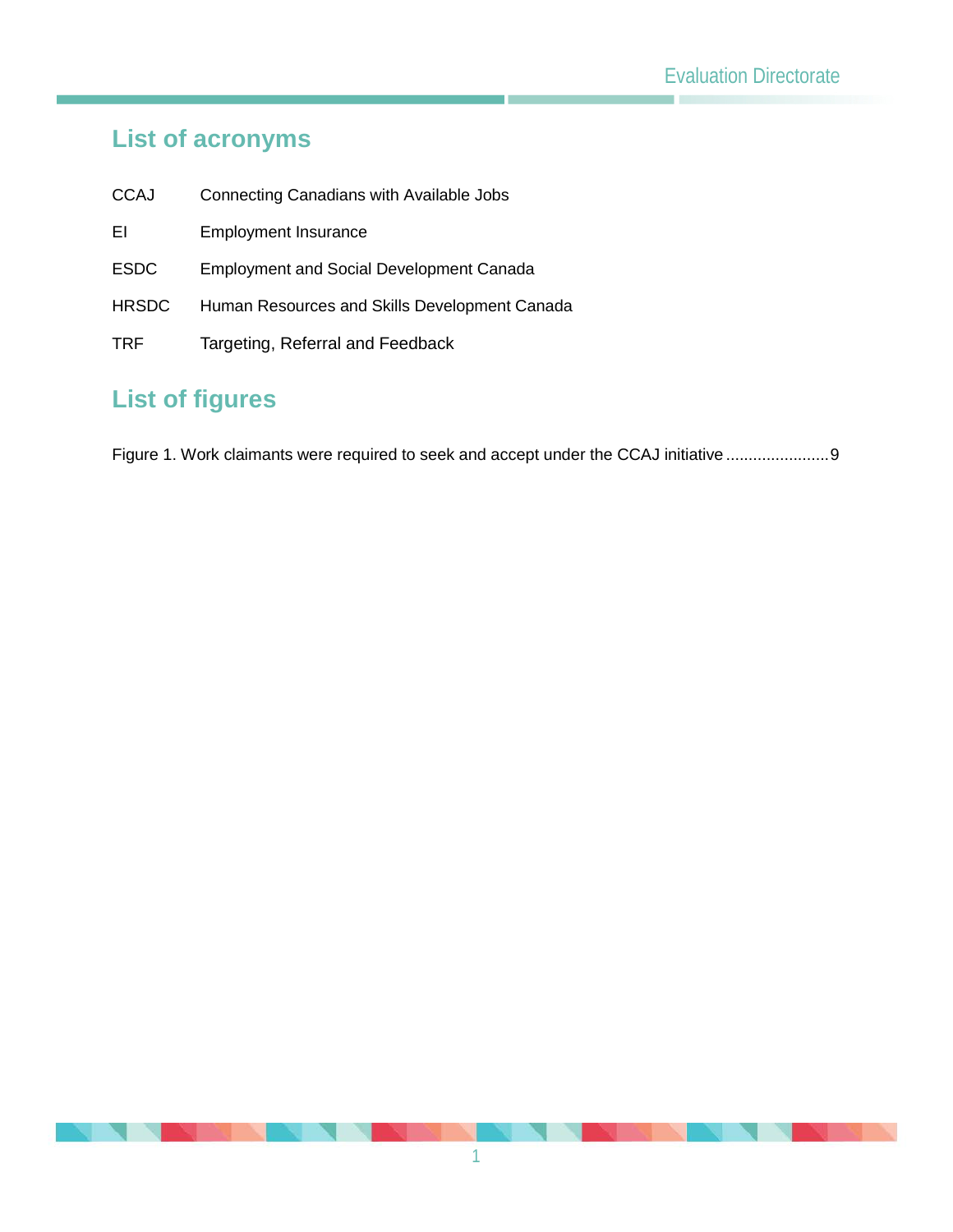## List of acronyms

| | |
|---|---|
| CCAJ | Connecting Canadians with Available Jobs |
| EI | Employment Insurance |
| ESDC | Employment and Social Development Canada |
| HRSDC | Human Resources and Skills Development Canada |
| TRF | Targeting, Referral and Feedback |

## List of figures

Figure 1. Work claimants were required to seek and accept under the CCAJ initiative ....................... 9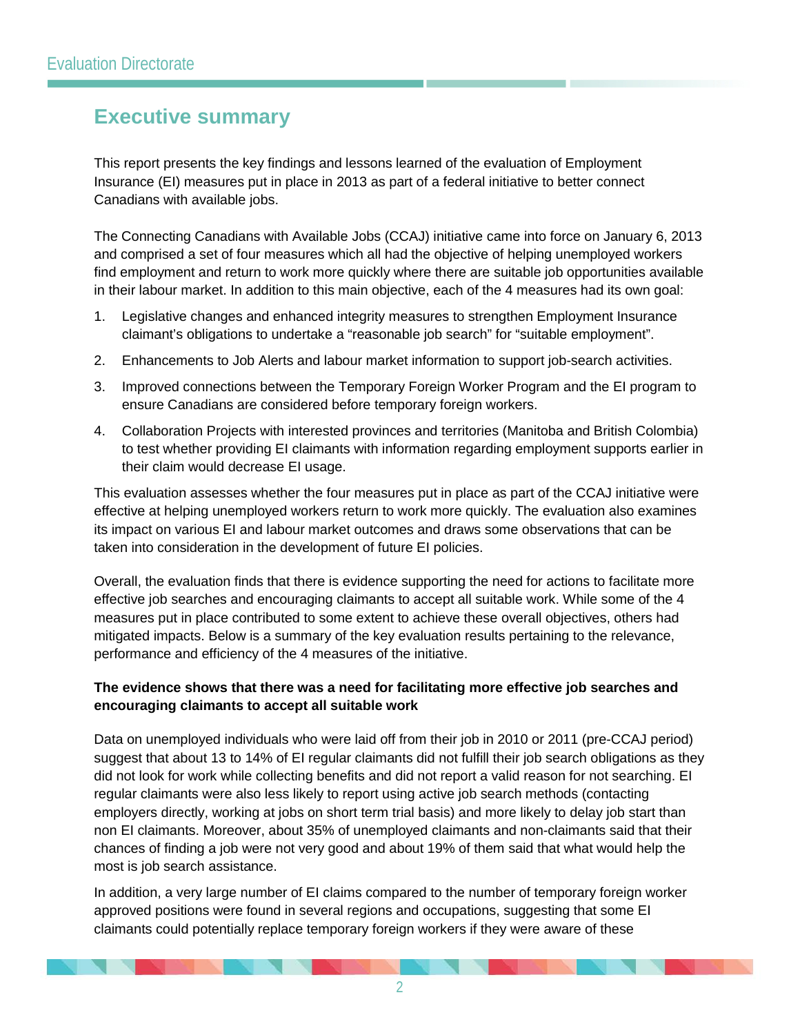## Executive summary

This report presents the key findings and lessons learned of the evaluation of Employment Insurance (EI) measures put in place in 2013 as part of a federal initiative to better connect Canadians with available jobs.

The Connecting Canadians with Available Jobs (CCAJ) initiative came into force on January 6, 2013 and comprised a set of four measures which all had the objective of helping unemployed workers find employment and return to work more quickly where there are suitable job opportunities available in their labour market. In addition to this main objective, each of the 4 measures had its own goal:

1. Legislative changes and enhanced integrity measures to strengthen Employment Insurance claimant's obligations to undertake a "reasonable job search" for "suitable employment".
2. Enhancements to Job Alerts and labour market information to support job-search activities.
3. Improved connections between the Temporary Foreign Worker Program and the EI program to ensure Canadians are considered before temporary foreign workers.
4. Collaboration Projects with interested provinces and territories (Manitoba and British Colombia) to test whether providing EI claimants with information regarding employment supports earlier in their claim would decrease EI usage.

This evaluation assesses whether the four measures put in place as part of the CCAJ initiative were effective at helping unemployed workers return to work more quickly. The evaluation also examines its impact on various EI and labour market outcomes and draws some observations that can be taken into consideration in the development of future EI policies.

Overall, the evaluation finds that there is evidence supporting the need for actions to facilitate more effective job searches and encouraging claimants to accept all suitable work. While some of the 4 measures put in place contributed to some extent to achieve these overall objectives, others had mitigated impacts. Below is a summary of the key evaluation results pertaining to the relevance, performance and efficiency of the 4 measures of the initiative.

**The evidence shows that there was a need for facilitating more effective job searches and encouraging claimants to accept all suitable work**

Data on unemployed individuals who were laid off from their job in 2010 or 2011 (pre-CCAJ period) suggest that about 13 to 14% of EI regular claimants did not fulfill their job search obligations as they did not look for work while collecting benefits and did not report a valid reason for not searching. EI regular claimants were also less likely to report using active job search methods (contacting employers directly, working at jobs on short term trial basis) and more likely to delay job start than non EI claimants. Moreover, about 35% of unemployed claimants and non-claimants said that their chances of finding a job were not very good and about 19% of them said that what would help the most is job search assistance.

In addition, a very large number of EI claims compared to the number of temporary foreign worker approved positions were found in several regions and occupations, suggesting that some EI claimants could potentially replace temporary foreign workers if they were aware of these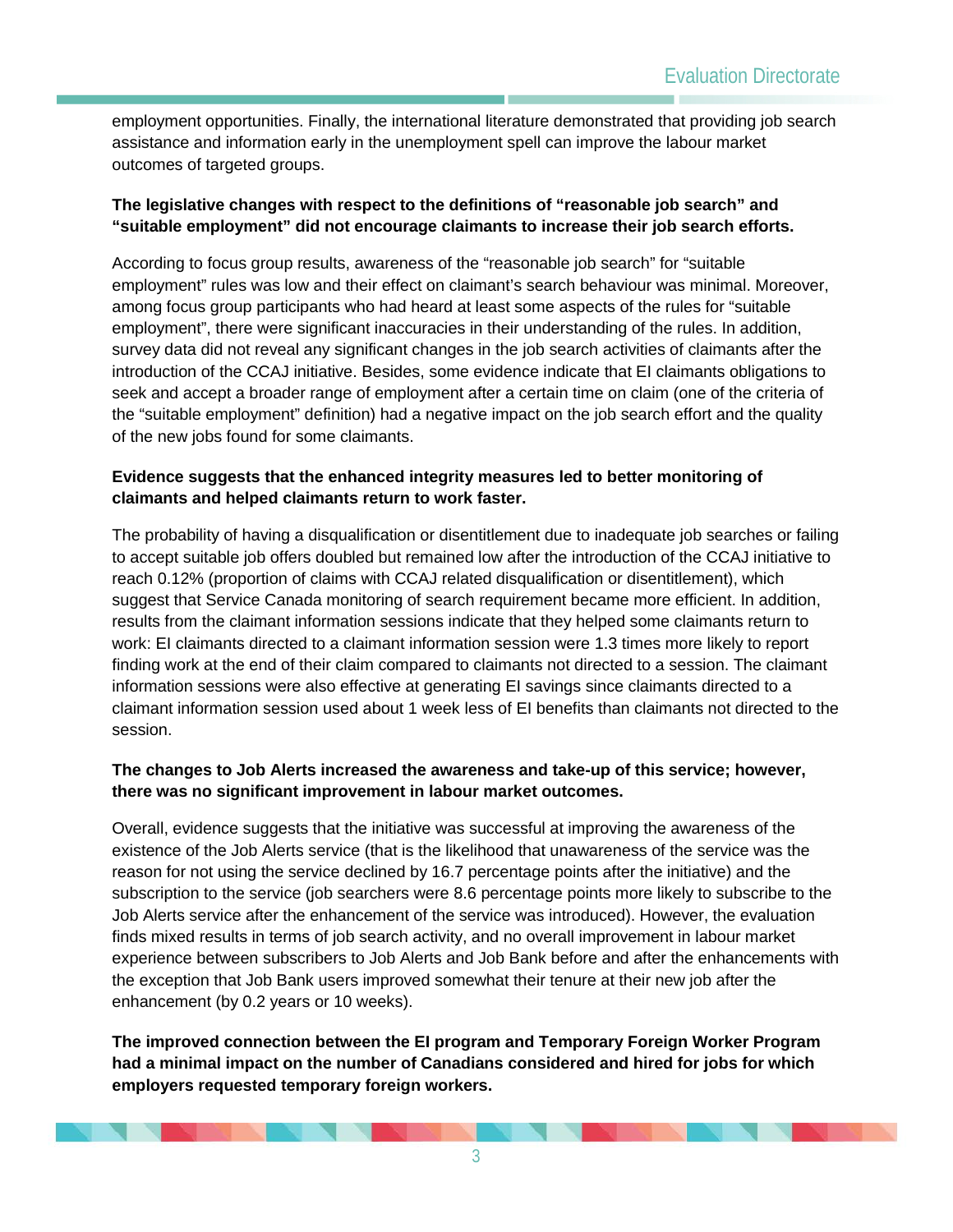employment opportunities. Finally, the international literature demonstrated that providing job search assistance and information early in the unemployment spell can improve the labour market outcomes of targeted groups.

**The legislative changes with respect to the definitions of "reasonable job search" and "suitable employment" did not encourage claimants to increase their job search efforts.**

According to focus group results, awareness of the "reasonable job search" for "suitable employment" rules was low and their effect on claimant's search behaviour was minimal. Moreover, among focus group participants who had heard at least some aspects of the rules for "suitable employment", there were significant inaccuracies in their understanding of the rules. In addition, survey data did not reveal any significant changes in the job search activities of claimants after the introduction of the CCAJ initiative. Besides, some evidence indicate that EI claimants obligations to seek and accept a broader range of employment after a certain time on claim (one of the criteria of the "suitable employment" definition) had a negative impact on the job search effort and the quality of the new jobs found for some claimants.

**Evidence suggests that the enhanced integrity measures led to better monitoring of claimants and helped claimants return to work faster.**

The probability of having a disqualification or disentitlement due to inadequate job searches or failing to accept suitable job offers doubled but remained low after the introduction of the CCAJ initiative to reach 0.12% (proportion of claims with CCAJ related disqualification or disentitlement), which suggest that Service Canada monitoring of search requirement became more efficient. In addition, results from the claimant information sessions indicate that they helped some claimants return to work: EI claimants directed to a claimant information session were 1.3 times more likely to report finding work at the end of their claim compared to claimants not directed to a session. The claimant information sessions were also effective at generating EI savings since claimants directed to a claimant information session used about 1 week less of EI benefits than claimants not directed to the session.

**The changes to Job Alerts increased the awareness and take-up of this service; however, there was no significant improvement in labour market outcomes.**

Overall, evidence suggests that the initiative was successful at improving the awareness of the existence of the Job Alerts service (that is the likelihood that unawareness of the service was the reason for not using the service declined by 16.7 percentage points after the initiative) and the subscription to the service (job searchers were 8.6 percentage points more likely to subscribe to the Job Alerts service after the enhancement of the service was introduced). However, the evaluation finds mixed results in terms of job search activity, and no overall improvement in labour market experience between subscribers to Job Alerts and Job Bank before and after the enhancements with the exception that Job Bank users improved somewhat their tenure at their new job after the enhancement (by 0.2 years or 10 weeks).

**The improved connection between the EI program and Temporary Foreign Worker Program had a minimal impact on the number of Canadians considered and hired for jobs for which employers requested temporary foreign workers.**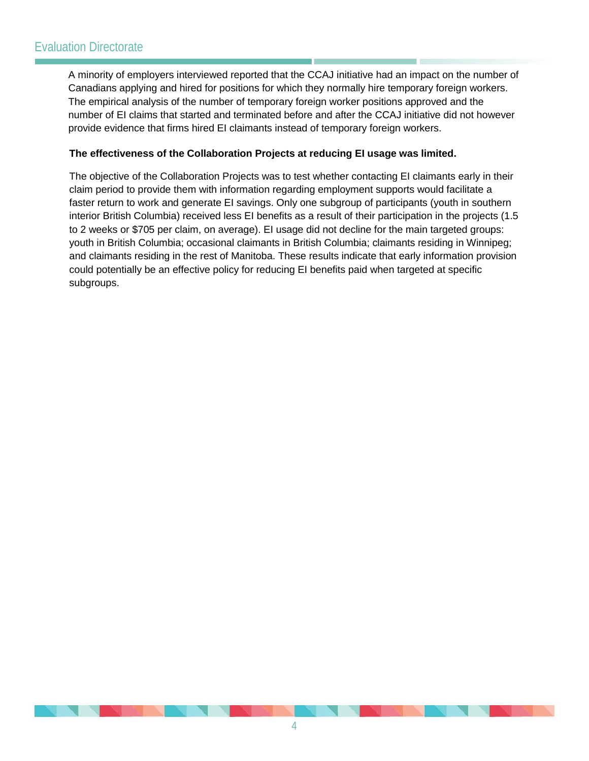A minority of employers interviewed reported that the CCAJ initiative had an impact on the number of Canadians applying and hired for positions for which they normally hire temporary foreign workers. The empirical analysis of the number of temporary foreign worker positions approved and the number of EI claims that started and terminated before and after the CCAJ initiative did not however provide evidence that firms hired EI claimants instead of temporary foreign workers.

**The effectiveness of the Collaboration Projects at reducing EI usage was limited.**

The objective of the Collaboration Projects was to test whether contacting EI claimants early in their claim period to provide them with information regarding employment supports would facilitate a faster return to work and generate EI savings. Only one subgroup of participants (youth in southern interior British Columbia) received less EI benefits as a result of their participation in the projects (1.5 to 2 weeks or $705 per claim, on average). EI usage did not decline for the main targeted groups: youth in British Columbia; occasional claimants in British Columbia; claimants residing in Winnipeg; and claimants residing in the rest of Manitoba. These results indicate that early information provision could potentially be an effective policy for reducing EI benefits paid when targeted at specific subgroups.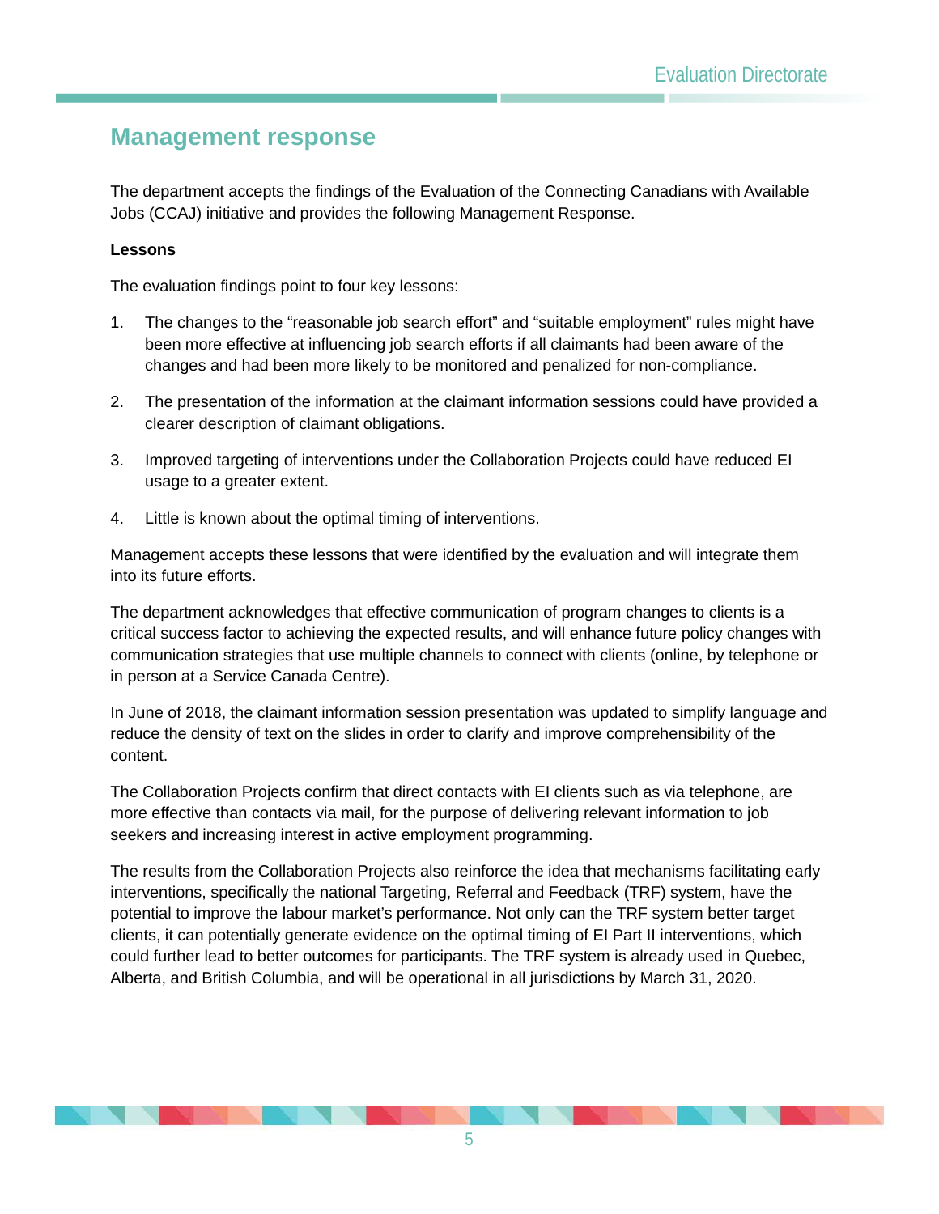## Management response

The department accepts the findings of the Evaluation of the Connecting Canadians with Available Jobs (CCAJ) initiative and provides the following Management Response.

**Lessons**

The evaluation findings point to four key lessons:

1. The changes to the "reasonable job search effort" and "suitable employment" rules might have been more effective at influencing job search efforts if all claimants had been aware of the changes and had been more likely to be monitored and penalized for non-compliance.
2. The presentation of the information at the claimant information sessions could have provided a clearer description of claimant obligations.
3. Improved targeting of interventions under the Collaboration Projects could have reduced EI usage to a greater extent.
4. Little is known about the optimal timing of interventions.

Management accepts these lessons that were identified by the evaluation and will integrate them into its future efforts.

The department acknowledges that effective communication of program changes to clients is a critical success factor to achieving the expected results, and will enhance future policy changes with communication strategies that use multiple channels to connect with clients (online, by telephone or in person at a Service Canada Centre).

In June of 2018, the claimant information session presentation was updated to simplify language and reduce the density of text on the slides in order to clarify and improve comprehensibility of the content.

The Collaboration Projects confirm that direct contacts with EI clients such as via telephone, are more effective than contacts via mail, for the purpose of delivering relevant information to job seekers and increasing interest in active employment programming.

The results from the Collaboration Projects also reinforce the idea that mechanisms facilitating early interventions, specifically the national Targeting, Referral and Feedback (TRF) system, have the potential to improve the labour market's performance. Not only can the TRF system better target clients, it can potentially generate evidence on the optimal timing of EI Part II interventions, which could further lead to better outcomes for participants. The TRF system is already used in Quebec, Alberta, and British Columbia, and will be operational in all jurisdictions by March 31, 2020.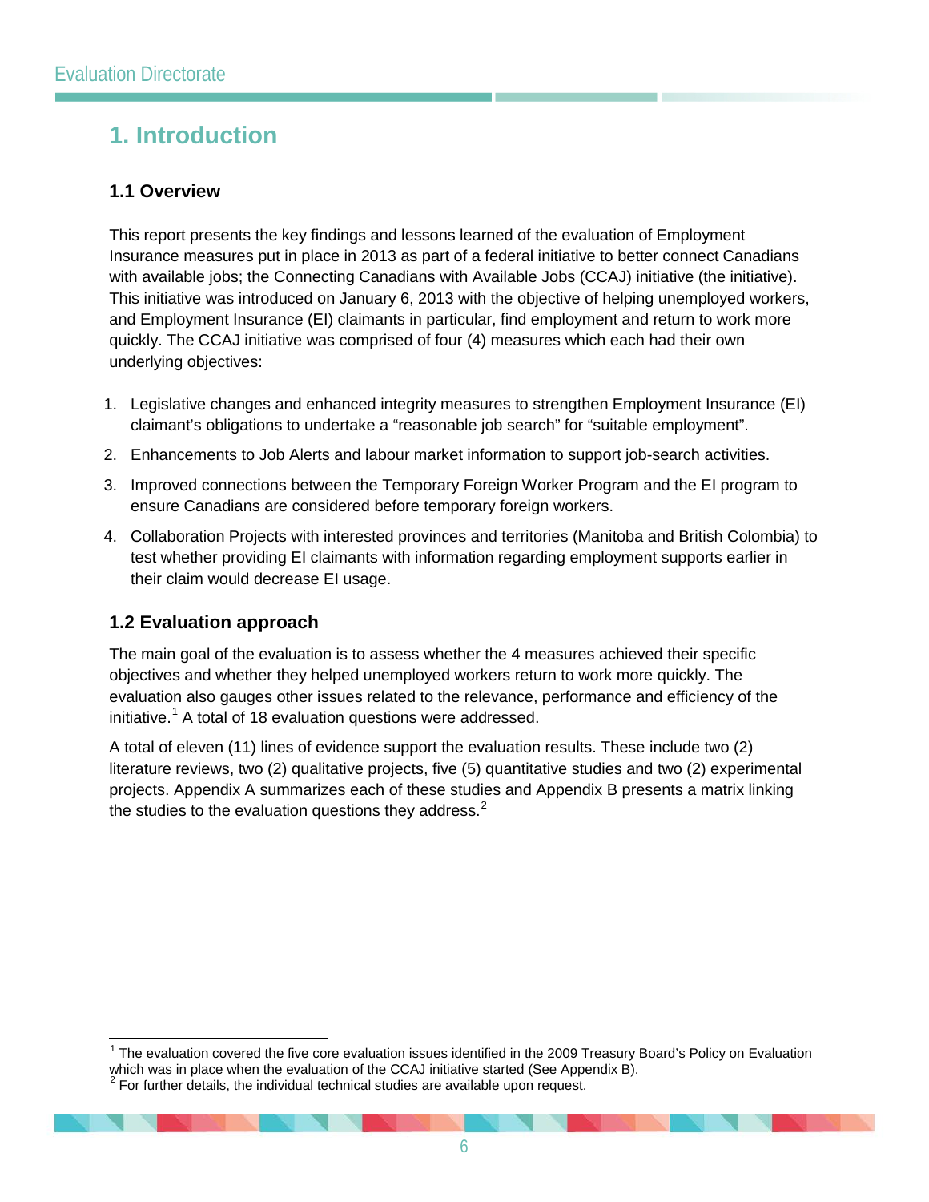# 1. Introduction

## 1.1 Overview

This report presents the key findings and lessons learned of the evaluation of Employment Insurance measures put in place in 2013 as part of a federal initiative to better connect Canadians with available jobs; the Connecting Canadians with Available Jobs (CCAJ) initiative (the initiative). This initiative was introduced on January 6, 2013 with the objective of helping unemployed workers, and Employment Insurance (EI) claimants in particular, find employment and return to work more quickly. The CCAJ initiative was comprised of four (4) measures which each had their own underlying objectives:

1. Legislative changes and enhanced integrity measures to strengthen Employment Insurance (EI) claimant's obligations to undertake a "reasonable job search" for "suitable employment".
2. Enhancements to Job Alerts and labour market information to support job-search activities.
3. Improved connections between the Temporary Foreign Worker Program and the EI program to ensure Canadians are considered before temporary foreign workers.
4. Collaboration Projects with interested provinces and territories (Manitoba and British Colombia) to test whether providing EI claimants with information regarding employment supports earlier in their claim would decrease EI usage.

## 1.2 Evaluation approach

The main goal of the evaluation is to assess whether the 4 measures achieved their specific objectives and whether they helped unemployed workers return to work more quickly. The evaluation also gauges other issues related to the relevance, performance and efficiency of the initiative.[1] A total of 18 evaluation questions were addressed.

A total of eleven (11) lines of evidence support the evaluation results. These include two (2) literature reviews, two (2) qualitative projects, five (5) quantitative studies and two (2) experimental projects. Appendix A summarizes each of these studies and Appendix B presents a matrix linking the studies to the evaluation questions they address.[2]

---

[1] The evaluation covered the five core evaluation issues identified in the 2009 Treasury Board's Policy on Evaluation which was in place when the evaluation of the CCAJ initiative started (See Appendix B).

[2] For further details, the individual technical studies are available upon request.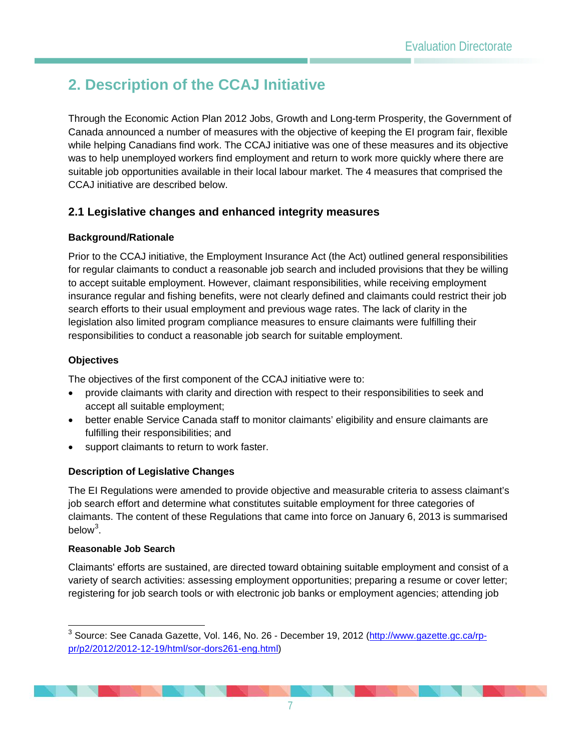## 2. Description of the CCAJ Initiative

Through the Economic Action Plan 2012 Jobs, Growth and Long-term Prosperity, the Government of Canada announced a number of measures with the objective of keeping the EI program fair, flexible while helping Canadians find work. The CCAJ initiative was one of these measures and its objective was to help unemployed workers find employment and return to work more quickly where there are suitable job opportunities available in their local labour market. The 4 measures that comprised the CCAJ initiative are described below.

### 2.1 Legislative changes and enhanced integrity measures

#### Background/Rationale

Prior to the CCAJ initiative, the Employment Insurance Act (the Act) outlined general responsibilities for regular claimants to conduct a reasonable job search and included provisions that they be willing to accept suitable employment. However, claimant responsibilities, while receiving employment insurance regular and fishing benefits, were not clearly defined and claimants could restrict their job search efforts to their usual employment and previous wage rates. The lack of clarity in the legislation also limited program compliance measures to ensure claimants were fulfilling their responsibilities to conduct a reasonable job search for suitable employment.

#### Objectives

The objectives of the first component of the CCAJ initiative were to:

- provide claimants with clarity and direction with respect to their responsibilities to seek and accept all suitable employment;
- better enable Service Canada staff to monitor claimants' eligibility and ensure claimants are fulfilling their responsibilities; and
- support claimants to return to work faster.

#### Description of Legislative Changes

The EI Regulations were amended to provide objective and measurable criteria to assess claimant's job search effort and determine what constitutes suitable employment for three categories of claimants. The content of these Regulations that came into force on January 6, 2013 is summarised below[3].

##### Reasonable Job Search

Claimants' efforts are sustained, are directed toward obtaining suitable employment and consist of a variety of search activities: assessing employment opportunities; preparing a resume or cover letter; registering for job search tools or with electronic job banks or employment agencies; attending job

[3] Source: See Canada Gazette, Vol. 146, No. 26 - December 19, 2012 (http://www.gazette.gc.ca/rp-pr/p2/2012/2012-12-19/html/sor-dors261-eng.html)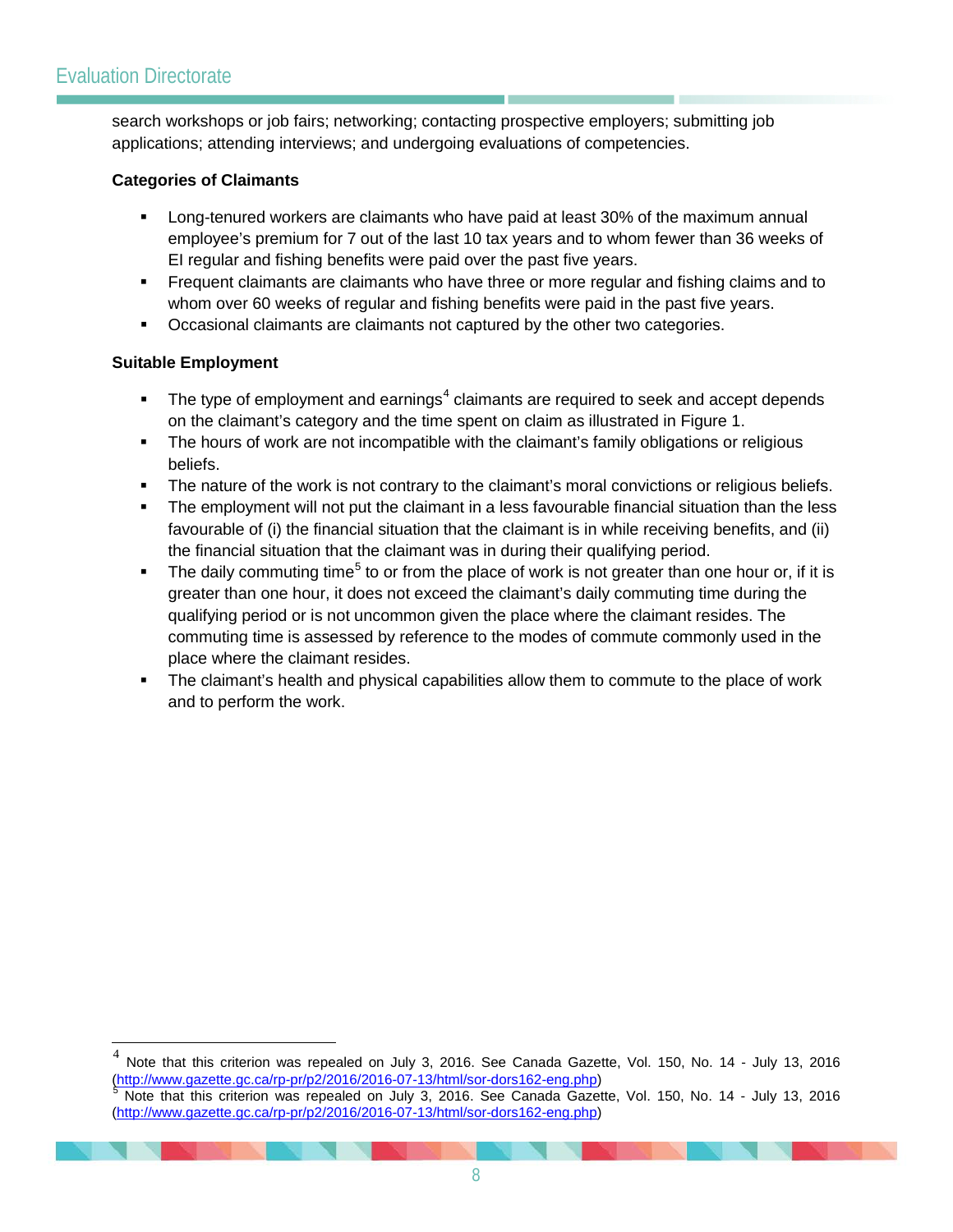search workshops or job fairs; networking; contacting prospective employers; submitting job applications; attending interviews; and undergoing evaluations of competencies.

**Categories of Claimants**

- Long-tenured workers are claimants who have paid at least 30% of the maximum annual employee's premium for 7 out of the last 10 tax years and to whom fewer than 36 weeks of EI regular and fishing benefits were paid over the past five years.
- Frequent claimants are claimants who have three or more regular and fishing claims and to whom over 60 weeks of regular and fishing benefits were paid in the past five years.
- Occasional claimants are claimants not captured by the other two categories.

**Suitable Employment**

- The type of employment and earnings[4] claimants are required to seek and accept depends on the claimant's category and the time spent on claim as illustrated in Figure 1.
- The hours of work are not incompatible with the claimant's family obligations or religious beliefs.
- The nature of the work is not contrary to the claimant's moral convictions or religious beliefs.
- The employment will not put the claimant in a less favourable financial situation than the less favourable of (i) the financial situation that the claimant is in while receiving benefits, and (ii) the financial situation that the claimant was in during their qualifying period.
- The daily commuting time[5] to or from the place of work is not greater than one hour or, if it is greater than one hour, it does not exceed the claimant's daily commuting time during the qualifying period or is not uncommon given the place where the claimant resides. The commuting time is assessed by reference to the modes of commute commonly used in the place where the claimant resides.
- The claimant's health and physical capabilities allow them to commute to the place of work and to perform the work.

---

[4] Note that this criterion was repealed on July 3, 2016. See Canada Gazette, Vol. 150, No. 14 - July 13, 2016 (http://www.gazette.gc.ca/rp-pr/p2/2016/2016-07-13/html/sor-dors162-eng.php)

[5] Note that this criterion was repealed on July 3, 2016. See Canada Gazette, Vol. 150, No. 14 - July 13, 2016 (http://www.gazette.gc.ca/rp-pr/p2/2016/2016-07-13/html/sor-dors162-eng.php)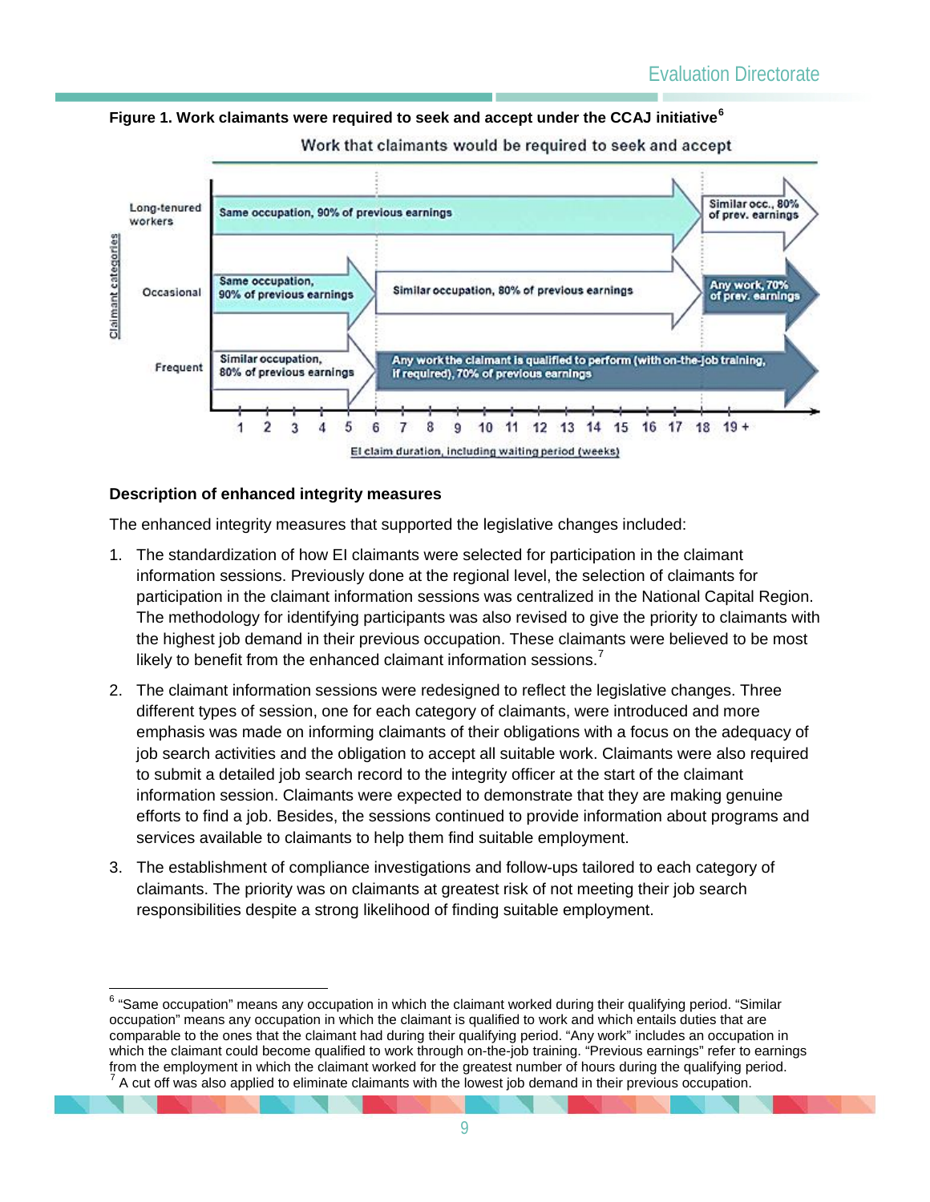**Figure 1. Work claimants were required to seek and accept under the CCAJ initiative[6]**

Work that claimants would be required to seek and accept

| Claimant categories | Weeks 1–5 | Weeks 6–18 | Weeks 19+ |
|---|---|---|---|
| Long-tenured workers | Same occupation, 90% of previous earnings | Same occupation, 90% of previous earnings | Similar occ., 80% of prev. earnings |
| Occasional | Same occupation, 90% of previous earnings | Similar occupation, 80% of previous earnings | Any work, 70% of prev. earnings |
| Frequent | Similar occupation, 80% of previous earnings | Any work the claimant is qualified to perform (with on-the-job training, if required), 70% of previous earnings | Any work the claimant is qualified to perform (with on-the-job training, if required), 70% of previous earnings |

EI claim duration, including waiting period (weeks)

## Description of enhanced integrity measures

The enhanced integrity measures that supported the legislative changes included:

1. The standardization of how EI claimants were selected for participation in the claimant information sessions. Previously done at the regional level, the selection of claimants for participation in the claimant information sessions was centralized in the National Capital Region. The methodology for identifying participants was also revised to give the priority to claimants with the highest job demand in their previous occupation. These claimants were believed to be most likely to benefit from the enhanced claimant information sessions.[7]
2. The claimant information sessions were redesigned to reflect the legislative changes. Three different types of session, one for each category of claimants, were introduced and more emphasis was made on informing claimants of their obligations with a focus on the adequacy of job search activities and the obligation to accept all suitable work. Claimants were also required to submit a detailed job search record to the integrity officer at the start of the claimant information session. Claimants were expected to demonstrate that they are making genuine efforts to find a job. Besides, the sessions continued to provide information about programs and services available to claimants to help them find suitable employment.
3. The establishment of compliance investigations and follow-ups tailored to each category of claimants. The priority was on claimants at greatest risk of not meeting their job search responsibilities despite a strong likelihood of finding suitable employment.

---

[6] "Same occupation" means any occupation in which the claimant worked during their qualifying period. "Similar occupation" means any occupation in which the claimant is qualified to work and which entails duties that are comparable to the ones that the claimant had during their qualifying period. "Any work" includes an occupation in which the claimant could become qualified to work through on-the-job training. "Previous earnings" refer to earnings from the employment in which the claimant worked for the greatest number of hours during the qualifying period.

[7] A cut off was also applied to eliminate claimants with the lowest job demand in their previous occupation.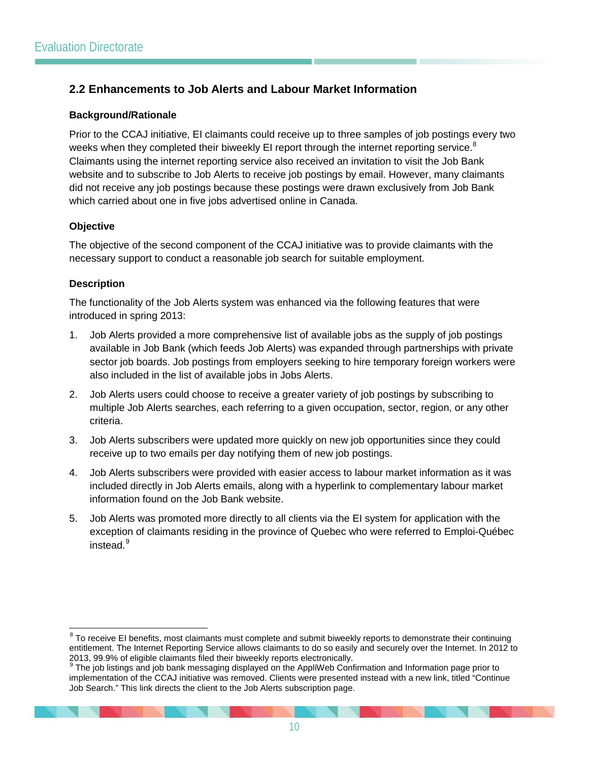## 2.2 Enhancements to Job Alerts and Labour Market Information

### Background/Rationale

Prior to the CCAJ initiative, EI claimants could receive up to three samples of job postings every two weeks when they completed their biweekly EI report through the internet reporting service.[8] Claimants using the internet reporting service also received an invitation to visit the Job Bank website and to subscribe to Job Alerts to receive job postings by email. However, many claimants did not receive any job postings because these postings were drawn exclusively from Job Bank which carried about one in five jobs advertised online in Canada.

### Objective

The objective of the second component of the CCAJ initiative was to provide claimants with the necessary support to conduct a reasonable job search for suitable employment.

### Description

The functionality of the Job Alerts system was enhanced via the following features that were introduced in spring 2013:

1. Job Alerts provided a more comprehensive list of available jobs as the supply of job postings available in Job Bank (which feeds Job Alerts) was expanded through partnerships with private sector job boards. Job postings from employers seeking to hire temporary foreign workers were also included in the list of available jobs in Jobs Alerts.
2. Job Alerts users could choose to receive a greater variety of job postings by subscribing to multiple Job Alerts searches, each referring to a given occupation, sector, region, or any other criteria.
3. Job Alerts subscribers were updated more quickly on new job opportunities since they could receive up to two emails per day notifying them of new job postings.
4. Job Alerts subscribers were provided with easier access to labour market information as it was included directly in Job Alerts emails, along with a hyperlink to complementary labour market information found on the Job Bank website.
5. Job Alerts was promoted more directly to all clients via the EI system for application with the exception of claimants residing in the province of Quebec who were referred to Emploi-Québec instead.[9]

---

[8] To receive EI benefits, most claimants must complete and submit biweekly reports to demonstrate their continuing entitlement. The Internet Reporting Service allows claimants to do so easily and securely over the Internet. In 2012 to 2013, 99.9% of eligible claimants filed their biweekly reports electronically.

[9] The job listings and job bank messaging displayed on the AppliWeb Confirmation and Information page prior to implementation of the CCAJ initiative was removed. Clients were presented instead with a new link, titled "Continue Job Search." This link directs the client to the Job Alerts subscription page.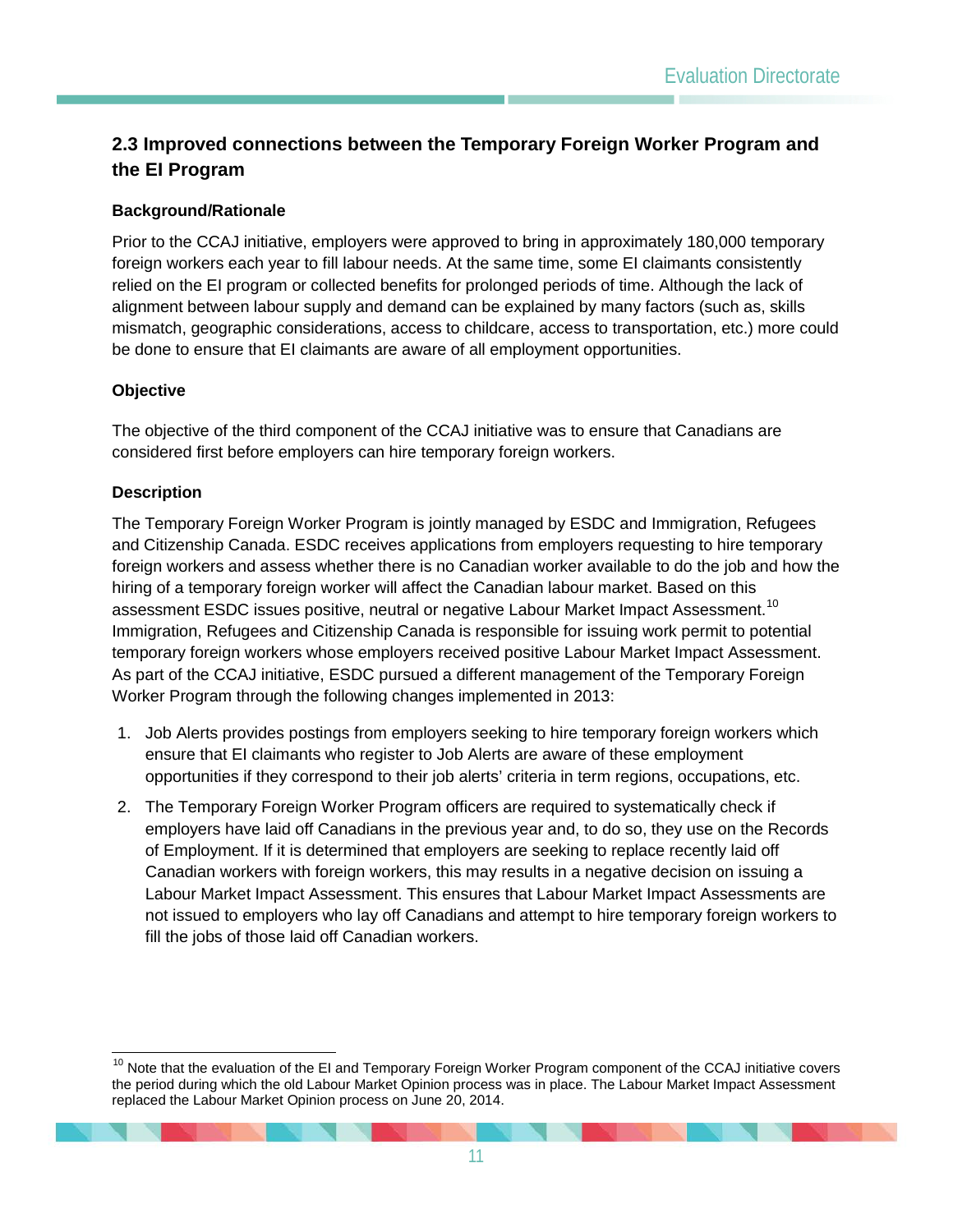## 2.3 Improved connections between the Temporary Foreign Worker Program and the EI Program

### Background/Rationale

Prior to the CCAJ initiative, employers were approved to bring in approximately 180,000 temporary foreign workers each year to fill labour needs. At the same time, some EI claimants consistently relied on the EI program or collected benefits for prolonged periods of time. Although the lack of alignment between labour supply and demand can be explained by many factors (such as, skills mismatch, geographic considerations, access to childcare, access to transportation, etc.) more could be done to ensure that EI claimants are aware of all employment opportunities.

### Objective

The objective of the third component of the CCAJ initiative was to ensure that Canadians are considered first before employers can hire temporary foreign workers.

### Description

The Temporary Foreign Worker Program is jointly managed by ESDC and Immigration, Refugees and Citizenship Canada. ESDC receives applications from employers requesting to hire temporary foreign workers and assess whether there is no Canadian worker available to do the job and how the hiring of a temporary foreign worker will affect the Canadian labour market. Based on this assessment ESDC issues positive, neutral or negative Labour Market Impact Assessment.[10] Immigration, Refugees and Citizenship Canada is responsible for issuing work permit to potential temporary foreign workers whose employers received positive Labour Market Impact Assessment. As part of the CCAJ initiative, ESDC pursued a different management of the Temporary Foreign Worker Program through the following changes implemented in 2013:

1. Job Alerts provides postings from employers seeking to hire temporary foreign workers which ensure that EI claimants who register to Job Alerts are aware of these employment opportunities if they correspond to their job alerts' criteria in term regions, occupations, etc.
2. The Temporary Foreign Worker Program officers are required to systematically check if employers have laid off Canadians in the previous year and, to do so, they use on the Records of Employment. If it is determined that employers are seeking to replace recently laid off Canadian workers with foreign workers, this may results in a negative decision on issuing a Labour Market Impact Assessment. This ensures that Labour Market Impact Assessments are not issued to employers who lay off Canadians and attempt to hire temporary foreign workers to fill the jobs of those laid off Canadian workers.

---

[10] Note that the evaluation of the EI and Temporary Foreign Worker Program component of the CCAJ initiative covers the period during which the old Labour Market Opinion process was in place. The Labour Market Impact Assessment replaced the Labour Market Opinion process on June 20, 2014.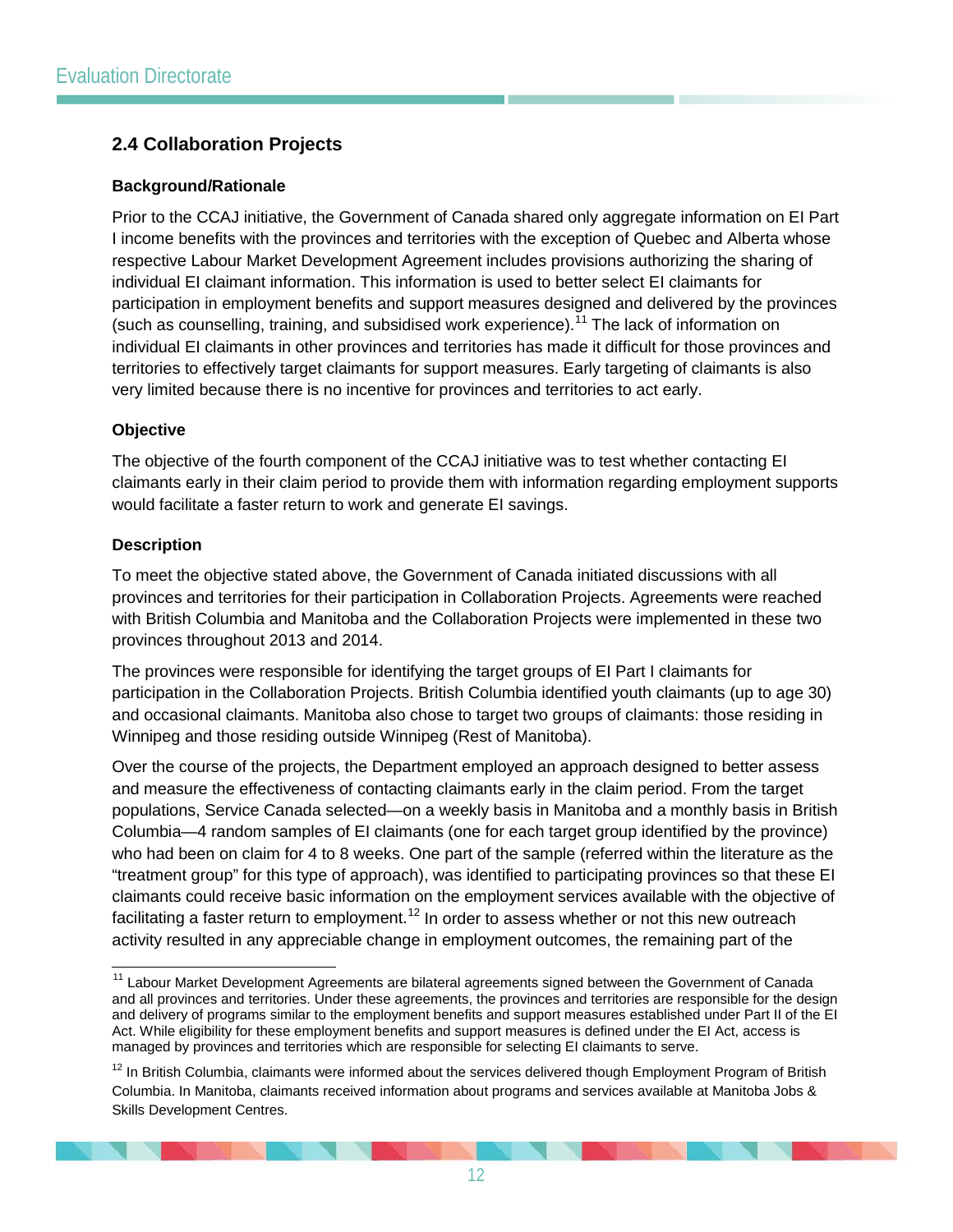## 2.4 Collaboration Projects

### Background/Rationale

Prior to the CCAJ initiative, the Government of Canada shared only aggregate information on EI Part I income benefits with the provinces and territories with the exception of Quebec and Alberta whose respective Labour Market Development Agreement includes provisions authorizing the sharing of individual EI claimant information. This information is used to better select EI claimants for participation in employment benefits and support measures designed and delivered by the provinces (such as counselling, training, and subsidised work experience).[11] The lack of information on individual EI claimants in other provinces and territories has made it difficult for those provinces and territories to effectively target claimants for support measures. Early targeting of claimants is also very limited because there is no incentive for provinces and territories to act early.

### Objective

The objective of the fourth component of the CCAJ initiative was to test whether contacting EI claimants early in their claim period to provide them with information regarding employment supports would facilitate a faster return to work and generate EI savings.

### Description

To meet the objective stated above, the Government of Canada initiated discussions with all provinces and territories for their participation in Collaboration Projects. Agreements were reached with British Columbia and Manitoba and the Collaboration Projects were implemented in these two provinces throughout 2013 and 2014.

The provinces were responsible for identifying the target groups of EI Part I claimants for participation in the Collaboration Projects. British Columbia identified youth claimants (up to age 30) and occasional claimants. Manitoba also chose to target two groups of claimants: those residing in Winnipeg and those residing outside Winnipeg (Rest of Manitoba).

Over the course of the projects, the Department employed an approach designed to better assess and measure the effectiveness of contacting claimants early in the claim period. From the target populations, Service Canada selected—on a weekly basis in Manitoba and a monthly basis in British Columbia—4 random samples of EI claimants (one for each target group identified by the province) who had been on claim for 4 to 8 weeks. One part of the sample (referred within the literature as the "treatment group" for this type of approach), was identified to participating provinces so that these EI claimants could receive basic information on the employment services available with the objective of facilitating a faster return to employment.[12] In order to assess whether or not this new outreach activity resulted in any appreciable change in employment outcomes, the remaining part of the

---

[11] Labour Market Development Agreements are bilateral agreements signed between the Government of Canada and all provinces and territories. Under these agreements, the provinces and territories are responsible for the design and delivery of programs similar to the employment benefits and support measures established under Part II of the EI Act. While eligibility for these employment benefits and support measures is defined under the EI Act, access is managed by provinces and territories which are responsible for selecting EI claimants to serve.

[12] In British Columbia, claimants were informed about the services delivered though Employment Program of British Columbia. In Manitoba, claimants received information about programs and services available at Manitoba Jobs & Skills Development Centres.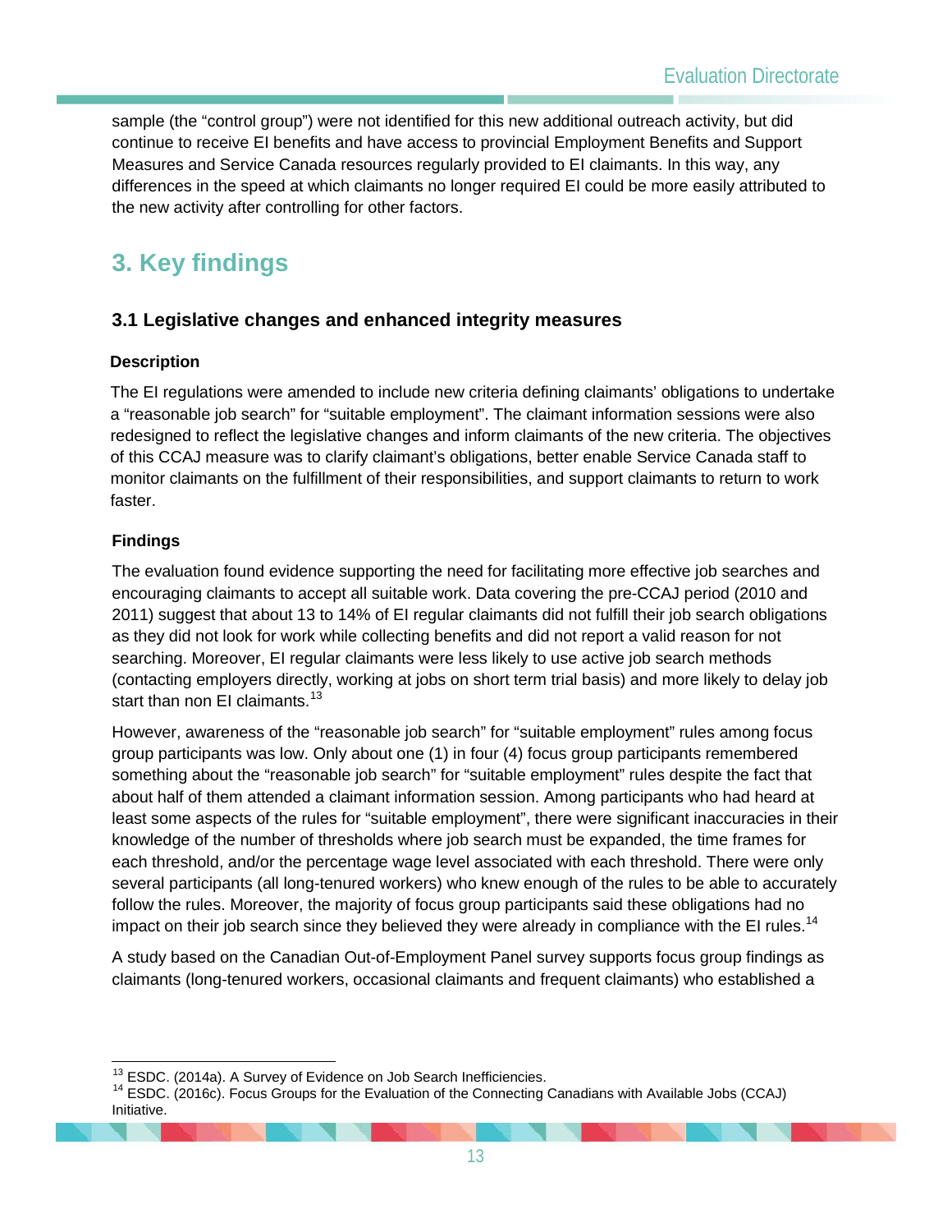sample (the "control group") were not identified for this new additional outreach activity, but did continue to receive EI benefits and have access to provincial Employment Benefits and Support Measures and Service Canada resources regularly provided to EI claimants. In this way, any differences in the speed at which claimants no longer required EI could be more easily attributed to the new activity after controlling for other factors.

# 3. Key findings

## 3.1 Legislative changes and enhanced integrity measures

### Description

The EI regulations were amended to include new criteria defining claimants' obligations to undertake a "reasonable job search" for "suitable employment". The claimant information sessions were also redesigned to reflect the legislative changes and inform claimants of the new criteria. The objectives of this CCAJ measure was to clarify claimant's obligations, better enable Service Canada staff to monitor claimants on the fulfillment of their responsibilities, and support claimants to return to work faster.

### Findings

The evaluation found evidence supporting the need for facilitating more effective job searches and encouraging claimants to accept all suitable work. Data covering the pre-CCAJ period (2010 and 2011) suggest that about 13 to 14% of EI regular claimants did not fulfill their job search obligations as they did not look for work while collecting benefits and did not report a valid reason for not searching. Moreover, EI regular claimants were less likely to use active job search methods (contacting employers directly, working at jobs on short term trial basis) and more likely to delay job start than non EI claimants.[13]

However, awareness of the "reasonable job search" for "suitable employment" rules among focus group participants was low. Only about one (1) in four (4) focus group participants remembered something about the "reasonable job search" for "suitable employment" rules despite the fact that about half of them attended a claimant information session. Among participants who had heard at least some aspects of the rules for "suitable employment", there were significant inaccuracies in their knowledge of the number of thresholds where job search must be expanded, the time frames for each threshold, and/or the percentage wage level associated with each threshold. There were only several participants (all long-tenured workers) who knew enough of the rules to be able to accurately follow the rules. Moreover, the majority of focus group participants said these obligations had no impact on their job search since they believed they were already in compliance with the EI rules.[14]

A study based on the Canadian Out-of-Employment Panel survey supports focus group findings as claimants (long-tenured workers, occasional claimants and frequent claimants) who established a

[13] ESDC. (2014a). A Survey of Evidence on Job Search Inefficiencies.

[14] ESDC. (2016c). Focus Groups for the Evaluation of the Connecting Canadians with Available Jobs (CCAJ) Initiative.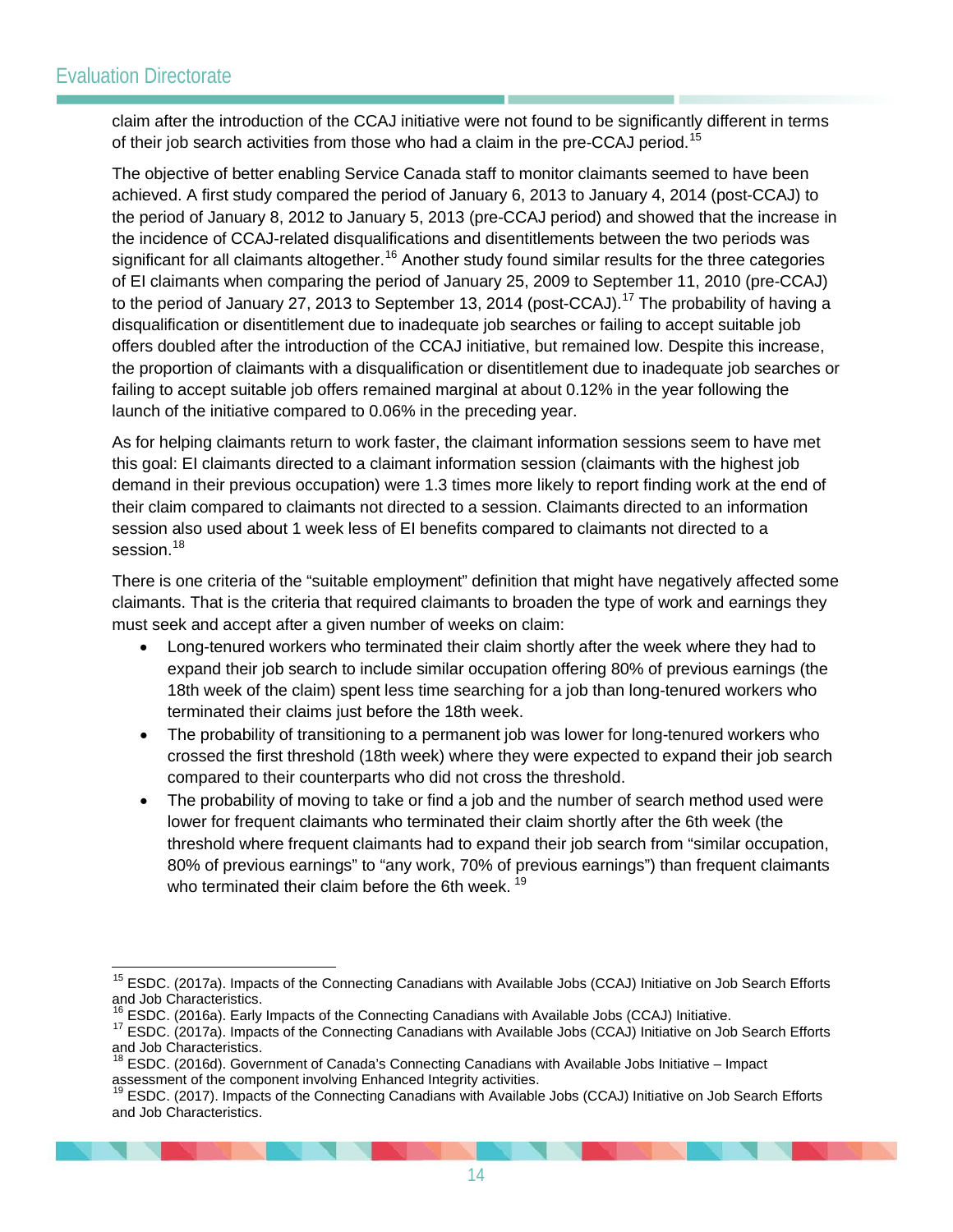claim after the introduction of the CCAJ initiative were not found to be significantly different in terms of their job search activities from those who had a claim in the pre-CCAJ period.[15]

The objective of better enabling Service Canada staff to monitor claimants seemed to have been achieved. A first study compared the period of January 6, 2013 to January 4, 2014 (post-CCAJ) to the period of January 8, 2012 to January 5, 2013 (pre-CCAJ period) and showed that the increase in the incidence of CCAJ-related disqualifications and disentitlements between the two periods was significant for all claimants altogether.[16] Another study found similar results for the three categories of EI claimants when comparing the period of January 25, 2009 to September 11, 2010 (pre-CCAJ) to the period of January 27, 2013 to September 13, 2014 (post-CCAJ).[17] The probability of having a disqualification or disentitlement due to inadequate job searches or failing to accept suitable job offers doubled after the introduction of the CCAJ initiative, but remained low. Despite this increase, the proportion of claimants with a disqualification or disentitlement due to inadequate job searches or failing to accept suitable job offers remained marginal at about 0.12% in the year following the launch of the initiative compared to 0.06% in the preceding year.

As for helping claimants return to work faster, the claimant information sessions seem to have met this goal: EI claimants directed to a claimant information session (claimants with the highest job demand in their previous occupation) were 1.3 times more likely to report finding work at the end of their claim compared to claimants not directed to a session. Claimants directed to an information session also used about 1 week less of EI benefits compared to claimants not directed to a session.[18]

There is one criteria of the "suitable employment" definition that might have negatively affected some claimants. That is the criteria that required claimants to broaden the type of work and earnings they must seek and accept after a given number of weeks on claim:

- Long-tenured workers who terminated their claim shortly after the week where they had to expand their job search to include similar occupation offering 80% of previous earnings (the 18th week of the claim) spent less time searching for a job than long-tenured workers who terminated their claims just before the 18th week.
- The probability of transitioning to a permanent job was lower for long-tenured workers who crossed the first threshold (18th week) where they were expected to expand their job search compared to their counterparts who did not cross the threshold.
- The probability of moving to take or find a job and the number of search method used were lower for frequent claimants who terminated their claim shortly after the 6th week (the threshold where frequent claimants had to expand their job search from "similar occupation, 80% of previous earnings" to "any work, 70% of previous earnings") than frequent claimants who terminated their claim before the 6th week. [19]

---

[15] ESDC. (2017a). Impacts of the Connecting Canadians with Available Jobs (CCAJ) Initiative on Job Search Efforts and Job Characteristics.

[16] ESDC. (2016a). Early Impacts of the Connecting Canadians with Available Jobs (CCAJ) Initiative.

[17] ESDC. (2017a). Impacts of the Connecting Canadians with Available Jobs (CCAJ) Initiative on Job Search Efforts and Job Characteristics.

[18] ESDC. (2016d). Government of Canada's Connecting Canadians with Available Jobs Initiative – Impact assessment of the component involving Enhanced Integrity activities.

[19] ESDC. (2017). Impacts of the Connecting Canadians with Available Jobs (CCAJ) Initiative on Job Search Efforts and Job Characteristics.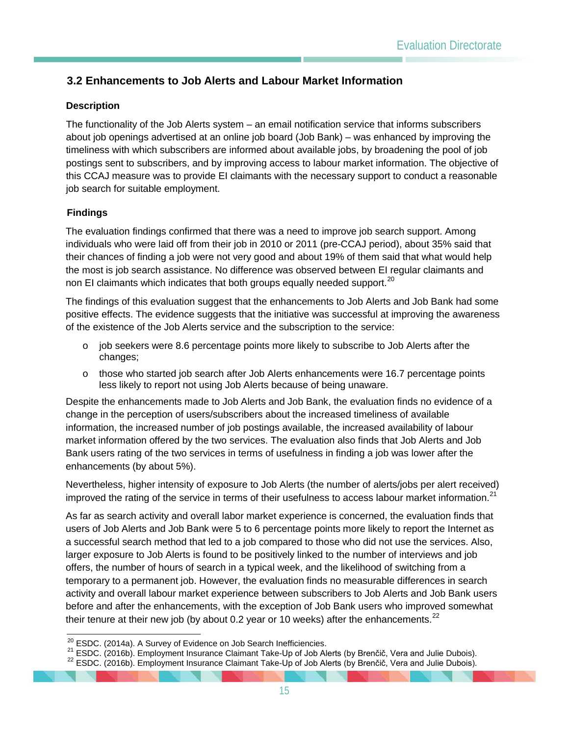## 3.2 Enhancements to Job Alerts and Labour Market Information

### Description

The functionality of the Job Alerts system – an email notification service that informs subscribers about job openings advertised at an online job board (Job Bank) – was enhanced by improving the timeliness with which subscribers are informed about available jobs, by broadening the pool of job postings sent to subscribers, and by improving access to labour market information. The objective of this CCAJ measure was to provide EI claimants with the necessary support to conduct a reasonable job search for suitable employment.

### Findings

The evaluation findings confirmed that there was a need to improve job search support. Among individuals who were laid off from their job in 2010 or 2011 (pre-CCAJ period), about 35% said that their chances of finding a job were not very good and about 19% of them said that what would help the most is job search assistance. No difference was observed between EI regular claimants and non EI claimants which indicates that both groups equally needed support.[20]

The findings of this evaluation suggest that the enhancements to Job Alerts and Job Bank had some positive effects. The evidence suggests that the initiative was successful at improving the awareness of the existence of the Job Alerts service and the subscription to the service:

- job seekers were 8.6 percentage points more likely to subscribe to Job Alerts after the changes;
- those who started job search after Job Alerts enhancements were 16.7 percentage points less likely to report not using Job Alerts because of being unaware.

Despite the enhancements made to Job Alerts and Job Bank, the evaluation finds no evidence of a change in the perception of users/subscribers about the increased timeliness of available information, the increased number of job postings available, the increased availability of labour market information offered by the two services. The evaluation also finds that Job Alerts and Job Bank users rating of the two services in terms of usefulness in finding a job was lower after the enhancements (by about 5%).

Nevertheless, higher intensity of exposure to Job Alerts (the number of alerts/jobs per alert received) improved the rating of the service in terms of their usefulness to access labour market information.[21]

As far as search activity and overall labor market experience is concerned, the evaluation finds that users of Job Alerts and Job Bank were 5 to 6 percentage points more likely to report the Internet as a successful search method that led to a job compared to those who did not use the services. Also, larger exposure to Job Alerts is found to be positively linked to the number of interviews and job offers, the number of hours of search in a typical week, and the likelihood of switching from a temporary to a permanent job. However, the evaluation finds no measurable differences in search activity and overall labour market experience between subscribers to Job Alerts and Job Bank users before and after the enhancements, with the exception of Job Bank users who improved somewhat their tenure at their new job (by about 0.2 year or 10 weeks) after the enhancements.[22]

---

[20] ESDC. (2014a). A Survey of Evidence on Job Search Inefficiencies.

[21] ESDC. (2016b). Employment Insurance Claimant Take-Up of Job Alerts (by Brenčič, Vera and Julie Dubois).

[22] ESDC. (2016b). Employment Insurance Claimant Take-Up of Job Alerts (by Brenčič, Vera and Julie Dubois).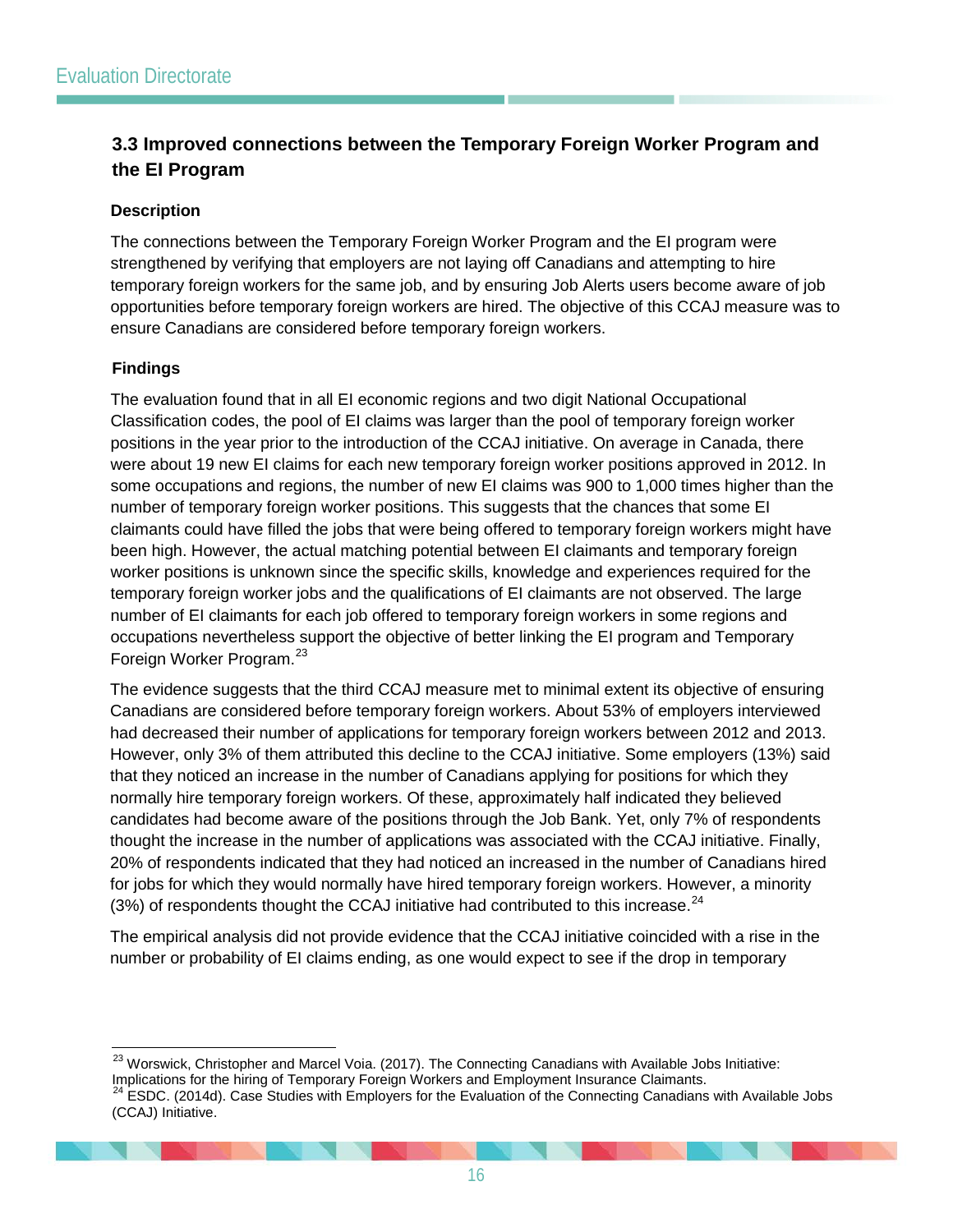### 3.3 Improved connections between the Temporary Foreign Worker Program and the EI Program

#### Description

The connections between the Temporary Foreign Worker Program and the EI program were strengthened by verifying that employers are not laying off Canadians and attempting to hire temporary foreign workers for the same job, and by ensuring Job Alerts users become aware of job opportunities before temporary foreign workers are hired. The objective of this CCAJ measure was to ensure Canadians are considered before temporary foreign workers.

#### Findings

The evaluation found that in all EI economic regions and two digit National Occupational Classification codes, the pool of EI claims was larger than the pool of temporary foreign worker positions in the year prior to the introduction of the CCAJ initiative. On average in Canada, there were about 19 new EI claims for each new temporary foreign worker positions approved in 2012. In some occupations and regions, the number of new EI claims was 900 to 1,000 times higher than the number of temporary foreign worker positions. This suggests that the chances that some EI claimants could have filled the jobs that were being offered to temporary foreign workers might have been high. However, the actual matching potential between EI claimants and temporary foreign worker positions is unknown since the specific skills, knowledge and experiences required for the temporary foreign worker jobs and the qualifications of EI claimants are not observed. The large number of EI claimants for each job offered to temporary foreign workers in some regions and occupations nevertheless support the objective of better linking the EI program and Temporary Foreign Worker Program.[23]

The evidence suggests that the third CCAJ measure met to minimal extent its objective of ensuring Canadians are considered before temporary foreign workers. About 53% of employers interviewed had decreased their number of applications for temporary foreign workers between 2012 and 2013. However, only 3% of them attributed this decline to the CCAJ initiative. Some employers (13%) said that they noticed an increase in the number of Canadians applying for positions for which they normally hire temporary foreign workers. Of these, approximately half indicated they believed candidates had become aware of the positions through the Job Bank. Yet, only 7% of respondents thought the increase in the number of applications was associated with the CCAJ initiative. Finally, 20% of respondents indicated that they had noticed an increased in the number of Canadians hired for jobs for which they would normally have hired temporary foreign workers. However, a minority (3%) of respondents thought the CCAJ initiative had contributed to this increase.[24]

The empirical analysis did not provide evidence that the CCAJ initiative coincided with a rise in the number or probability of EI claims ending, as one would expect to see if the drop in temporary

---

[23] Worswick, Christopher and Marcel Voia. (2017). The Connecting Canadians with Available Jobs Initiative: Implications for the hiring of Temporary Foreign Workers and Employment Insurance Claimants.

[24] ESDC. (2014d). Case Studies with Employers for the Evaluation of the Connecting Canadians with Available Jobs (CCAJ) Initiative.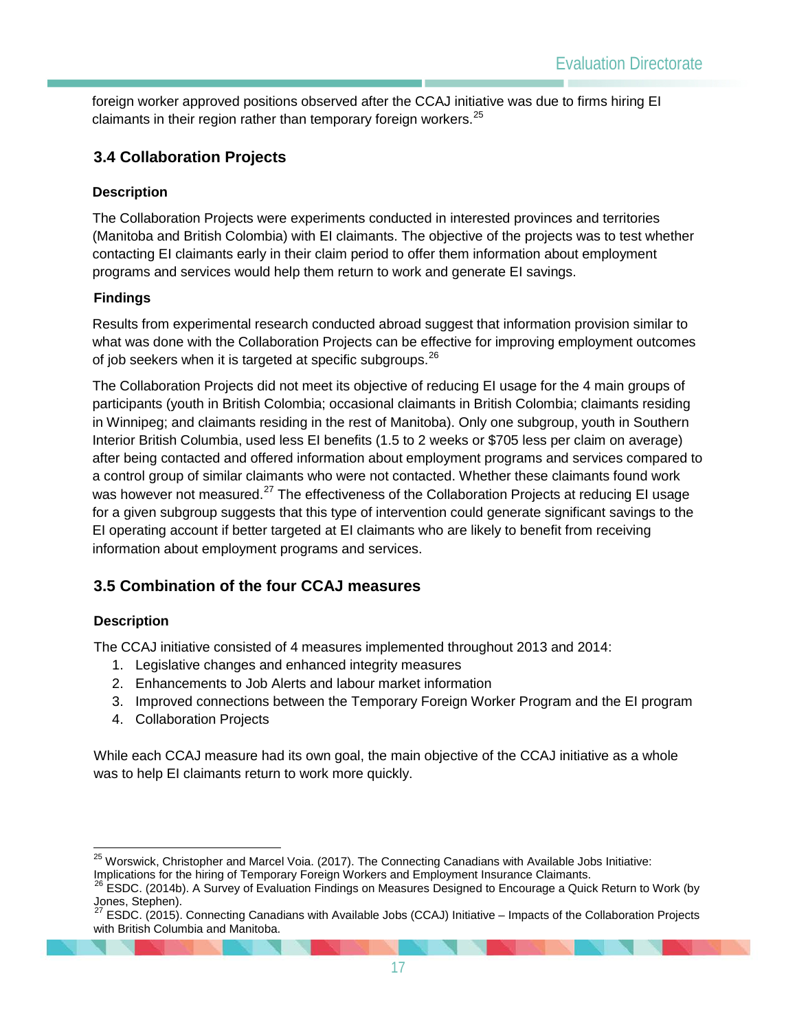foreign worker approved positions observed after the CCAJ initiative was due to firms hiring EI claimants in their region rather than temporary foreign workers.[25]

## 3.4 Collaboration Projects

#### Description

The Collaboration Projects were experiments conducted in interested provinces and territories (Manitoba and British Colombia) with EI claimants. The objective of the projects was to test whether contacting EI claimants early in their claim period to offer them information about employment programs and services would help them return to work and generate EI savings.

#### Findings

Results from experimental research conducted abroad suggest that information provision similar to what was done with the Collaboration Projects can be effective for improving employment outcomes of job seekers when it is targeted at specific subgroups.[26]

The Collaboration Projects did not meet its objective of reducing EI usage for the 4 main groups of participants (youth in British Colombia; occasional claimants in British Colombia; claimants residing in Winnipeg; and claimants residing in the rest of Manitoba). Only one subgroup, youth in Southern Interior British Columbia, used less EI benefits (1.5 to 2 weeks or $705 less per claim on average) after being contacted and offered information about employment programs and services compared to a control group of similar claimants who were not contacted. Whether these claimants found work was however not measured.[27] The effectiveness of the Collaboration Projects at reducing EI usage for a given subgroup suggests that this type of intervention could generate significant savings to the EI operating account if better targeted at EI claimants who are likely to benefit from receiving information about employment programs and services.

## 3.5 Combination of the four CCAJ measures

#### Description

The CCAJ initiative consisted of 4 measures implemented throughout 2013 and 2014:

1. Legislative changes and enhanced integrity measures
2. Enhancements to Job Alerts and labour market information
3. Improved connections between the Temporary Foreign Worker Program and the EI program
4. Collaboration Projects

While each CCAJ measure had its own goal, the main objective of the CCAJ initiative as a whole was to help EI claimants return to work more quickly.

---

[25] Worswick, Christopher and Marcel Voia. (2017). The Connecting Canadians with Available Jobs Initiative: Implications for the hiring of Temporary Foreign Workers and Employment Insurance Claimants.

[26] ESDC. (2014b). A Survey of Evaluation Findings on Measures Designed to Encourage a Quick Return to Work (by Jones, Stephen).

[27] ESDC. (2015). Connecting Canadians with Available Jobs (CCAJ) Initiative – Impacts of the Collaboration Projects with British Columbia and Manitoba.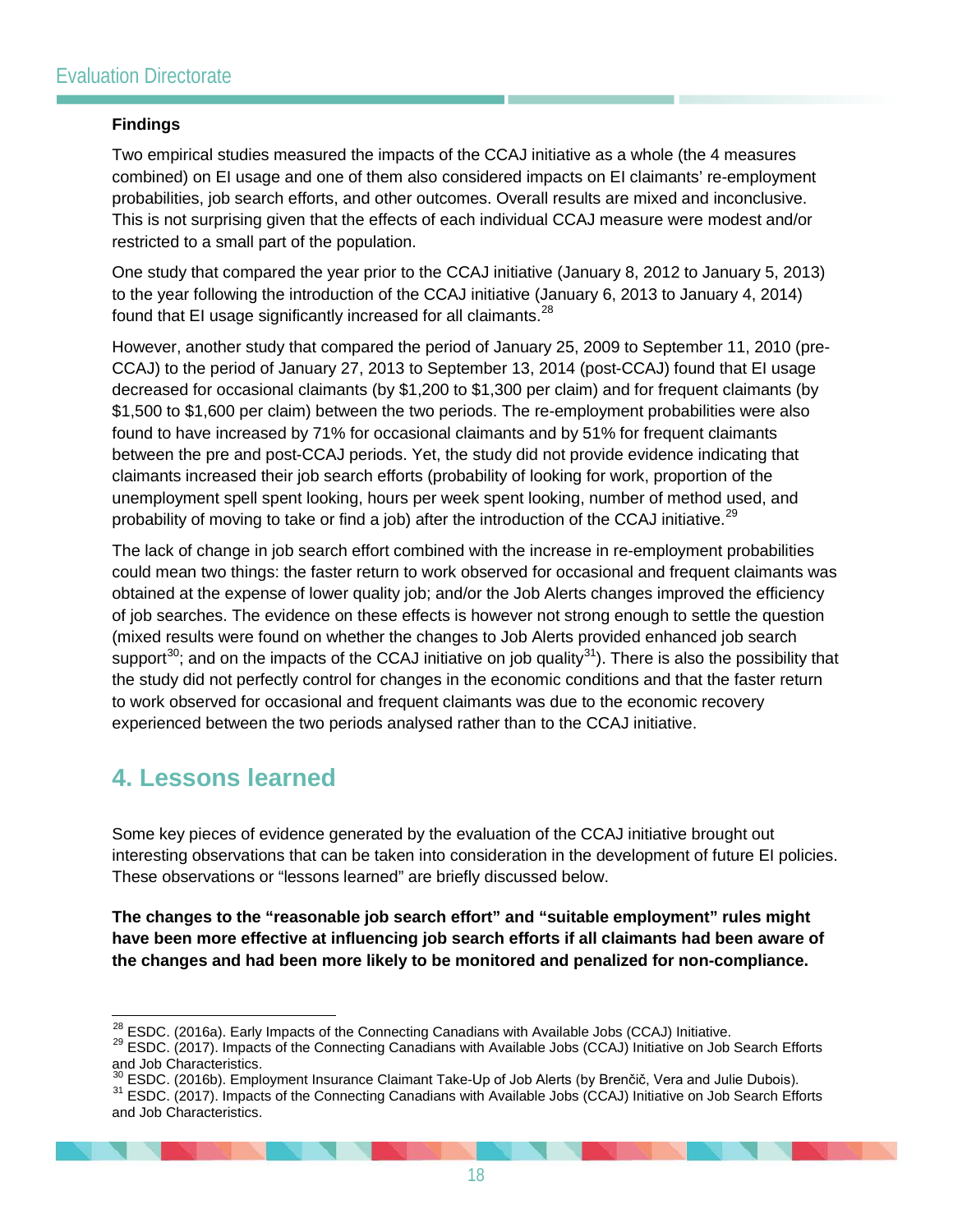### Findings

Two empirical studies measured the impacts of the CCAJ initiative as a whole (the 4 measures combined) on EI usage and one of them also considered impacts on EI claimants' re-employment probabilities, job search efforts, and other outcomes. Overall results are mixed and inconclusive. This is not surprising given that the effects of each individual CCAJ measure were modest and/or restricted to a small part of the population.

One study that compared the year prior to the CCAJ initiative (January 8, 2012 to January 5, 2013) to the year following the introduction of the CCAJ initiative (January 6, 2013 to January 4, 2014) found that EI usage significantly increased for all claimants.[28]

However, another study that compared the period of January 25, 2009 to September 11, 2010 (pre-CCAJ) to the period of January 27, 2013 to September 13, 2014 (post-CCAJ) found that EI usage decreased for occasional claimants (by $1,200 to $1,300 per claim) and for frequent claimants (by $1,500 to $1,600 per claim) between the two periods. The re-employment probabilities were also found to have increased by 71% for occasional claimants and by 51% for frequent claimants between the pre and post-CCAJ periods. Yet, the study did not provide evidence indicating that claimants increased their job search efforts (probability of looking for work, proportion of the unemployment spell spent looking, hours per week spent looking, number of method used, and probability of moving to take or find a job) after the introduction of the CCAJ initiative.[29]

The lack of change in job search effort combined with the increase in re-employment probabilities could mean two things: the faster return to work observed for occasional and frequent claimants was obtained at the expense of lower quality job; and/or the Job Alerts changes improved the efficiency of job searches. The evidence on these effects is however not strong enough to settle the question (mixed results were found on whether the changes to Job Alerts provided enhanced job search support[30]; and on the impacts of the CCAJ initiative on job quality[31]). There is also the possibility that the study did not perfectly control for changes in the economic conditions and that the faster return to work observed for occasional and frequent claimants was due to the economic recovery experienced between the two periods analysed rather than to the CCAJ initiative.

# 4. Lessons learned

Some key pieces of evidence generated by the evaluation of the CCAJ initiative brought out interesting observations that can be taken into consideration in the development of future EI policies. These observations or "lessons learned" are briefly discussed below.

**The changes to the "reasonable job search effort" and "suitable employment" rules might have been more effective at influencing job search efforts if all claimants had been aware of the changes and had been more likely to be monitored and penalized for non-compliance.**

---

[28] ESDC. (2016a). Early Impacts of the Connecting Canadians with Available Jobs (CCAJ) Initiative.

[29] ESDC. (2017). Impacts of the Connecting Canadians with Available Jobs (CCAJ) Initiative on Job Search Efforts and Job Characteristics.

[30] ESDC. (2016b). Employment Insurance Claimant Take-Up of Job Alerts (by Brenčič, Vera and Julie Dubois).

[31] ESDC. (2017). Impacts of the Connecting Canadians with Available Jobs (CCAJ) Initiative on Job Search Efforts and Job Characteristics.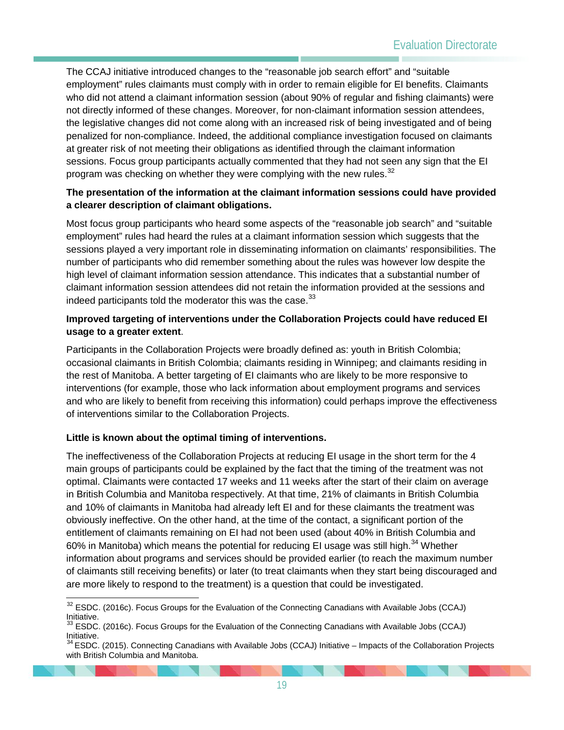The CCAJ initiative introduced changes to the "reasonable job search effort" and "suitable employment" rules claimants must comply with in order to remain eligible for EI benefits. Claimants who did not attend a claimant information session (about 90% of regular and fishing claimants) were not directly informed of these changes. Moreover, for non-claimant information session attendees, the legislative changes did not come along with an increased risk of being investigated and of being penalized for non-compliance. Indeed, the additional compliance investigation focused on claimants at greater risk of not meeting their obligations as identified through the claimant information sessions. Focus group participants actually commented that they had not seen any sign that the EI program was checking on whether they were complying with the new rules.[32]

**The presentation of the information at the claimant information sessions could have provided a clearer description of claimant obligations.**

Most focus group participants who heard some aspects of the "reasonable job search" and "suitable employment" rules had heard the rules at a claimant information session which suggests that the sessions played a very important role in disseminating information on claimants' responsibilities. The number of participants who did remember something about the rules was however low despite the high level of claimant information session attendance. This indicates that a substantial number of claimant information session attendees did not retain the information provided at the sessions and indeed participants told the moderator this was the case.[33]

**Improved targeting of interventions under the Collaboration Projects could have reduced EI usage to a greater extent**.

Participants in the Collaboration Projects were broadly defined as: youth in British Colombia; occasional claimants in British Colombia; claimants residing in Winnipeg; and claimants residing in the rest of Manitoba. A better targeting of EI claimants who are likely to be more responsive to interventions (for example, those who lack information about employment programs and services and who are likely to benefit from receiving this information) could perhaps improve the effectiveness of interventions similar to the Collaboration Projects.

**Little is known about the optimal timing of interventions.**

The ineffectiveness of the Collaboration Projects at reducing EI usage in the short term for the 4 main groups of participants could be explained by the fact that the timing of the treatment was not optimal. Claimants were contacted 17 weeks and 11 weeks after the start of their claim on average in British Columbia and Manitoba respectively. At that time, 21% of claimants in British Columbia and 10% of claimants in Manitoba had already left EI and for these claimants the treatment was obviously ineffective. On the other hand, at the time of the contact, a significant portion of the entitlement of claimants remaining on EI had not been used (about 40% in British Columbia and 60% in Manitoba) which means the potential for reducing EI usage was still high.[34] Whether information about programs and services should be provided earlier (to reach the maximum number of claimants still receiving benefits) or later (to treat claimants when they start being discouraged and are more likely to respond to the treatment) is a question that could be investigated.

---

[32] ESDC. (2016c). Focus Groups for the Evaluation of the Connecting Canadians with Available Jobs (CCAJ) Initiative.

[33] ESDC. (2016c). Focus Groups for the Evaluation of the Connecting Canadians with Available Jobs (CCAJ) Initiative.

[34] ESDC. (2015). Connecting Canadians with Available Jobs (CCAJ) Initiative – Impacts of the Collaboration Projects with British Columbia and Manitoba.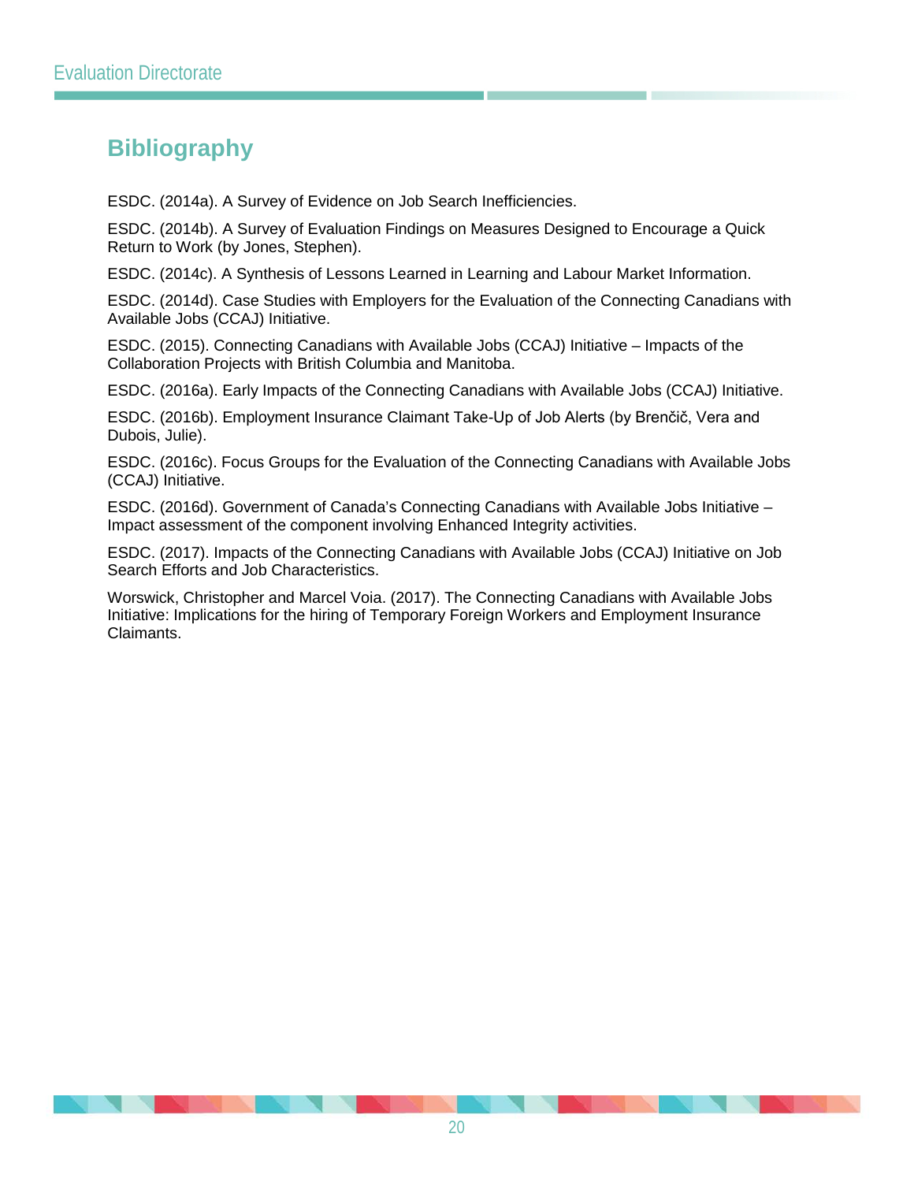# Bibliography

ESDC. (2014a). A Survey of Evidence on Job Search Inefficiencies.

ESDC. (2014b). A Survey of Evaluation Findings on Measures Designed to Encourage a Quick Return to Work (by Jones, Stephen).

ESDC. (2014c). A Synthesis of Lessons Learned in Learning and Labour Market Information.

ESDC. (2014d). Case Studies with Employers for the Evaluation of the Connecting Canadians with Available Jobs (CCAJ) Initiative.

ESDC. (2015). Connecting Canadians with Available Jobs (CCAJ) Initiative – Impacts of the Collaboration Projects with British Columbia and Manitoba.

ESDC. (2016a). Early Impacts of the Connecting Canadians with Available Jobs (CCAJ) Initiative.

ESDC. (2016b). Employment Insurance Claimant Take-Up of Job Alerts (by Brenčič, Vera and Dubois, Julie).

ESDC. (2016c). Focus Groups for the Evaluation of the Connecting Canadians with Available Jobs (CCAJ) Initiative.

ESDC. (2016d). Government of Canada's Connecting Canadians with Available Jobs Initiative – Impact assessment of the component involving Enhanced Integrity activities.

ESDC. (2017). Impacts of the Connecting Canadians with Available Jobs (CCAJ) Initiative on Job Search Efforts and Job Characteristics.

Worswick, Christopher and Marcel Voia. (2017). The Connecting Canadians with Available Jobs Initiative: Implications for the hiring of Temporary Foreign Workers and Employment Insurance Claimants.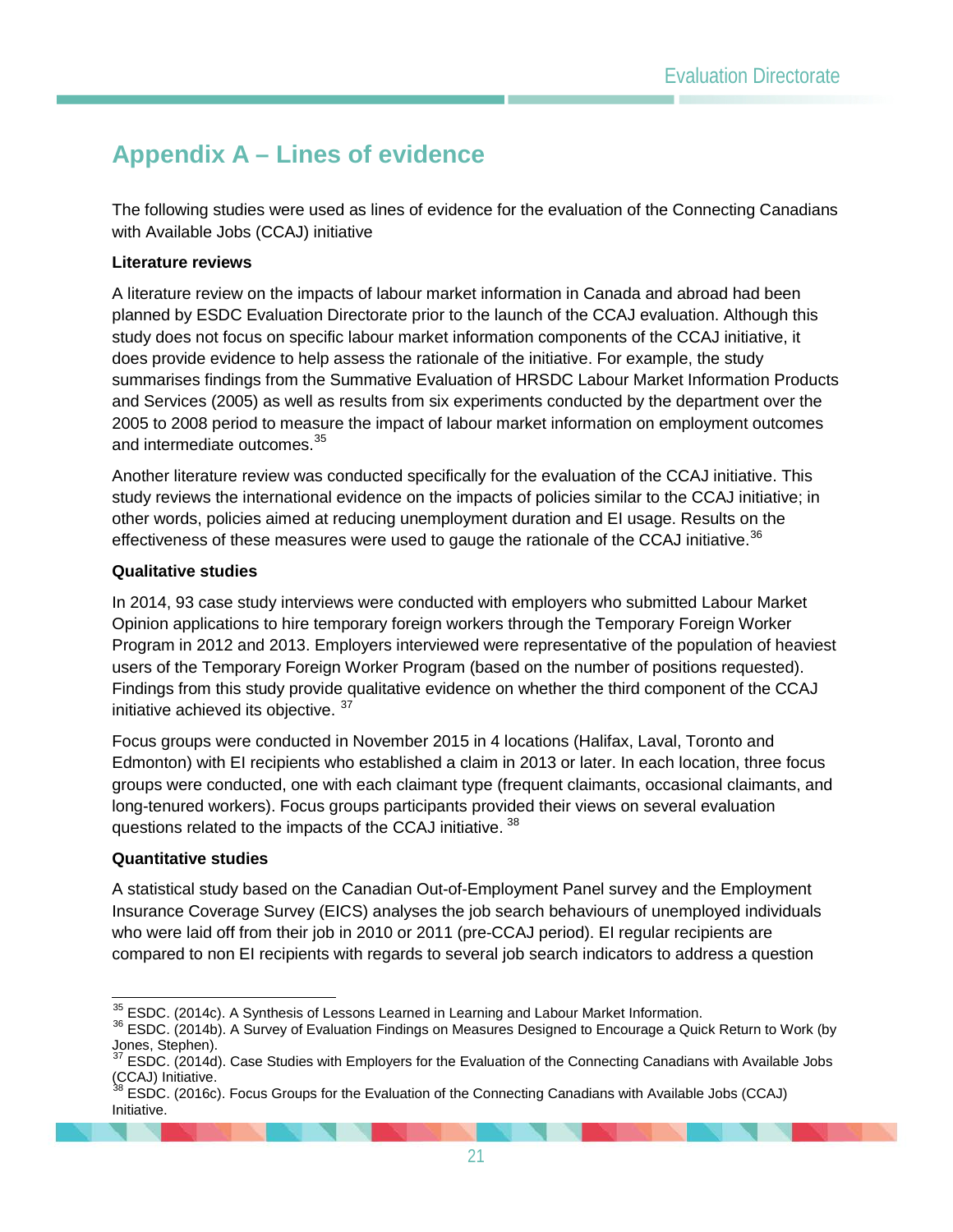## Appendix A – Lines of evidence

The following studies were used as lines of evidence for the evaluation of the Connecting Canadians with Available Jobs (CCAJ) initiative

**Literature reviews**

A literature review on the impacts of labour market information in Canada and abroad had been planned by ESDC Evaluation Directorate prior to the launch of the CCAJ evaluation. Although this study does not focus on specific labour market information components of the CCAJ initiative, it does provide evidence to help assess the rationale of the initiative. For example, the study summarises findings from the Summative Evaluation of HRSDC Labour Market Information Products and Services (2005) as well as results from six experiments conducted by the department over the 2005 to 2008 period to measure the impact of labour market information on employment outcomes and intermediate outcomes.[35]

Another literature review was conducted specifically for the evaluation of the CCAJ initiative. This study reviews the international evidence on the impacts of policies similar to the CCAJ initiative; in other words, policies aimed at reducing unemployment duration and EI usage. Results on the effectiveness of these measures were used to gauge the rationale of the CCAJ initiative.[36]

**Qualitative studies**

In 2014, 93 case study interviews were conducted with employers who submitted Labour Market Opinion applications to hire temporary foreign workers through the Temporary Foreign Worker Program in 2012 and 2013. Employers interviewed were representative of the population of heaviest users of the Temporary Foreign Worker Program (based on the number of positions requested). Findings from this study provide qualitative evidence on whether the third component of the CCAJ initiative achieved its objective. [37]

Focus groups were conducted in November 2015 in 4 locations (Halifax, Laval, Toronto and Edmonton) with EI recipients who established a claim in 2013 or later. In each location, three focus groups were conducted, one with each claimant type (frequent claimants, occasional claimants, and long-tenured workers). Focus groups participants provided their views on several evaluation questions related to the impacts of the CCAJ initiative. [38]

**Quantitative studies**

A statistical study based on the Canadian Out-of-Employment Panel survey and the Employment Insurance Coverage Survey (EICS) analyses the job search behaviours of unemployed individuals who were laid off from their job in 2010 or 2011 (pre-CCAJ period). EI regular recipients are compared to non EI recipients with regards to several job search indicators to address a question

---

[35] ESDC. (2014c). A Synthesis of Lessons Learned in Learning and Labour Market Information.

[36] ESDC. (2014b). A Survey of Evaluation Findings on Measures Designed to Encourage a Quick Return to Work (by Jones, Stephen).

[37] ESDC. (2014d). Case Studies with Employers for the Evaluation of the Connecting Canadians with Available Jobs (CCAJ) Initiative.

[38] ESDC. (2016c). Focus Groups for the Evaluation of the Connecting Canadians with Available Jobs (CCAJ) Initiative.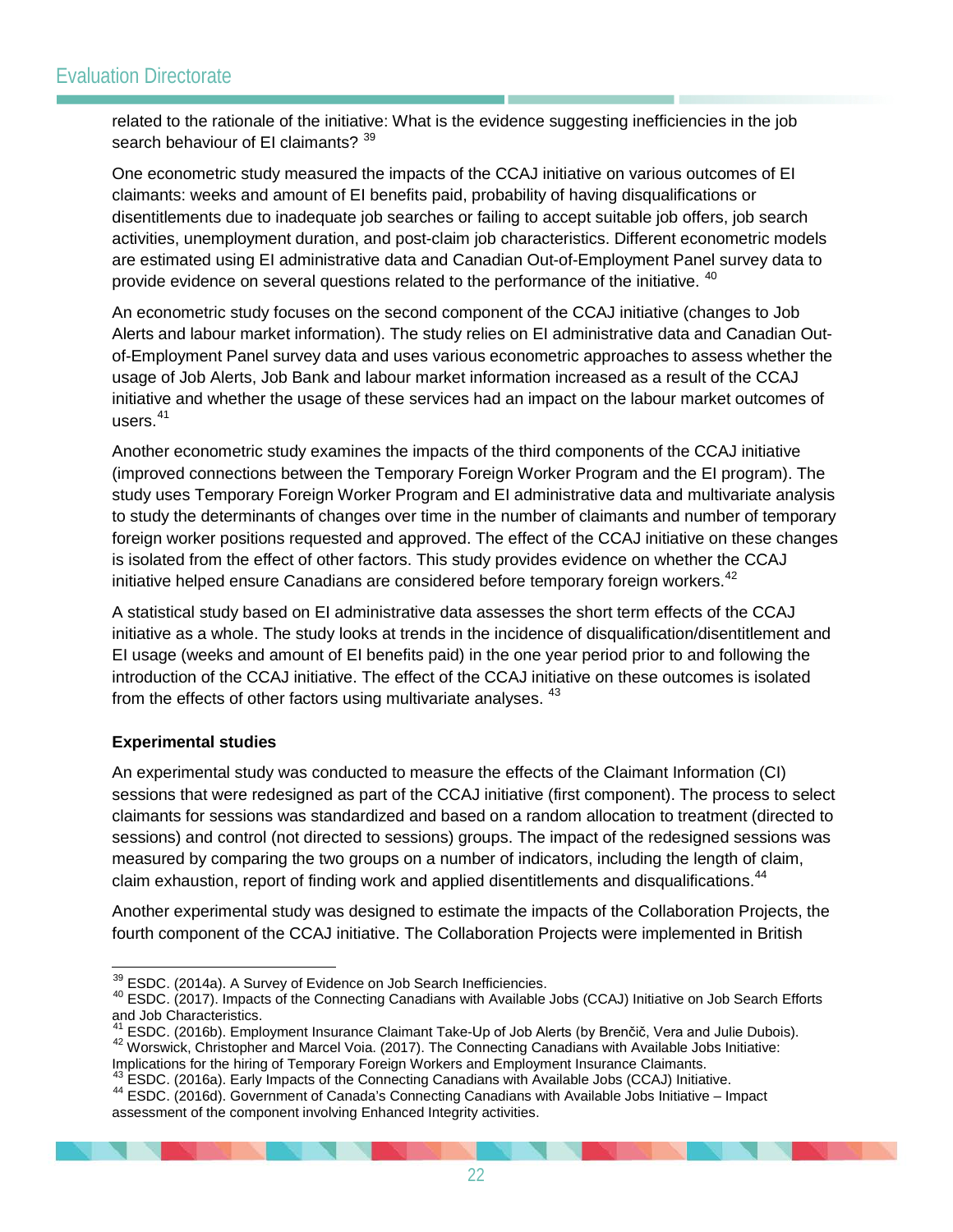related to the rationale of the initiative: What is the evidence suggesting inefficiencies in the job search behaviour of EI claimants? [39]

One econometric study measured the impacts of the CCAJ initiative on various outcomes of EI claimants: weeks and amount of EI benefits paid, probability of having disqualifications or disentitlements due to inadequate job searches or failing to accept suitable job offers, job search activities, unemployment duration, and post-claim job characteristics. Different econometric models are estimated using EI administrative data and Canadian Out-of-Employment Panel survey data to provide evidence on several questions related to the performance of the initiative. [40]

An econometric study focuses on the second component of the CCAJ initiative (changes to Job Alerts and labour market information). The study relies on EI administrative data and Canadian Out-of-Employment Panel survey data and uses various econometric approaches to assess whether the usage of Job Alerts, Job Bank and labour market information increased as a result of the CCAJ initiative and whether the usage of these services had an impact on the labour market outcomes of users. [41]

Another econometric study examines the impacts of the third components of the CCAJ initiative (improved connections between the Temporary Foreign Worker Program and the EI program). The study uses Temporary Foreign Worker Program and EI administrative data and multivariate analysis to study the determinants of changes over time in the number of claimants and number of temporary foreign worker positions requested and approved. The effect of the CCAJ initiative on these changes is isolated from the effect of other factors. This study provides evidence on whether the CCAJ initiative helped ensure Canadians are considered before temporary foreign workers. [42]

A statistical study based on EI administrative data assesses the short term effects of the CCAJ initiative as a whole. The study looks at trends in the incidence of disqualification/disentitlement and EI usage (weeks and amount of EI benefits paid) in the one year period prior to and following the introduction of the CCAJ initiative. The effect of the CCAJ initiative on these outcomes is isolated from the effects of other factors using multivariate analyses. [43]

**Experimental studies**

An experimental study was conducted to measure the effects of the Claimant Information (CI) sessions that were redesigned as part of the CCAJ initiative (first component). The process to select claimants for sessions was standardized and based on a random allocation to treatment (directed to sessions) and control (not directed to sessions) groups. The impact of the redesigned sessions was measured by comparing the two groups on a number of indicators, including the length of claim, claim exhaustion, report of finding work and applied disentitlements and disqualifications. [44]

Another experimental study was designed to estimate the impacts of the Collaboration Projects, the fourth component of the CCAJ initiative. The Collaboration Projects were implemented in British

---

[39] ESDC. (2014a). A Survey of Evidence on Job Search Inefficiencies.

[40] ESDC. (2017). Impacts of the Connecting Canadians with Available Jobs (CCAJ) Initiative on Job Search Efforts and Job Characteristics.

[41] ESDC. (2016b). Employment Insurance Claimant Take-Up of Job Alerts (by Brenčič, Vera and Julie Dubois).

[42] Worswick, Christopher and Marcel Voia. (2017). The Connecting Canadians with Available Jobs Initiative: Implications for the hiring of Temporary Foreign Workers and Employment Insurance Claimants.

[43] ESDC. (2016a). Early Impacts of the Connecting Canadians with Available Jobs (CCAJ) Initiative.

[44] ESDC. (2016d). Government of Canada's Connecting Canadians with Available Jobs Initiative – Impact assessment of the component involving Enhanced Integrity activities.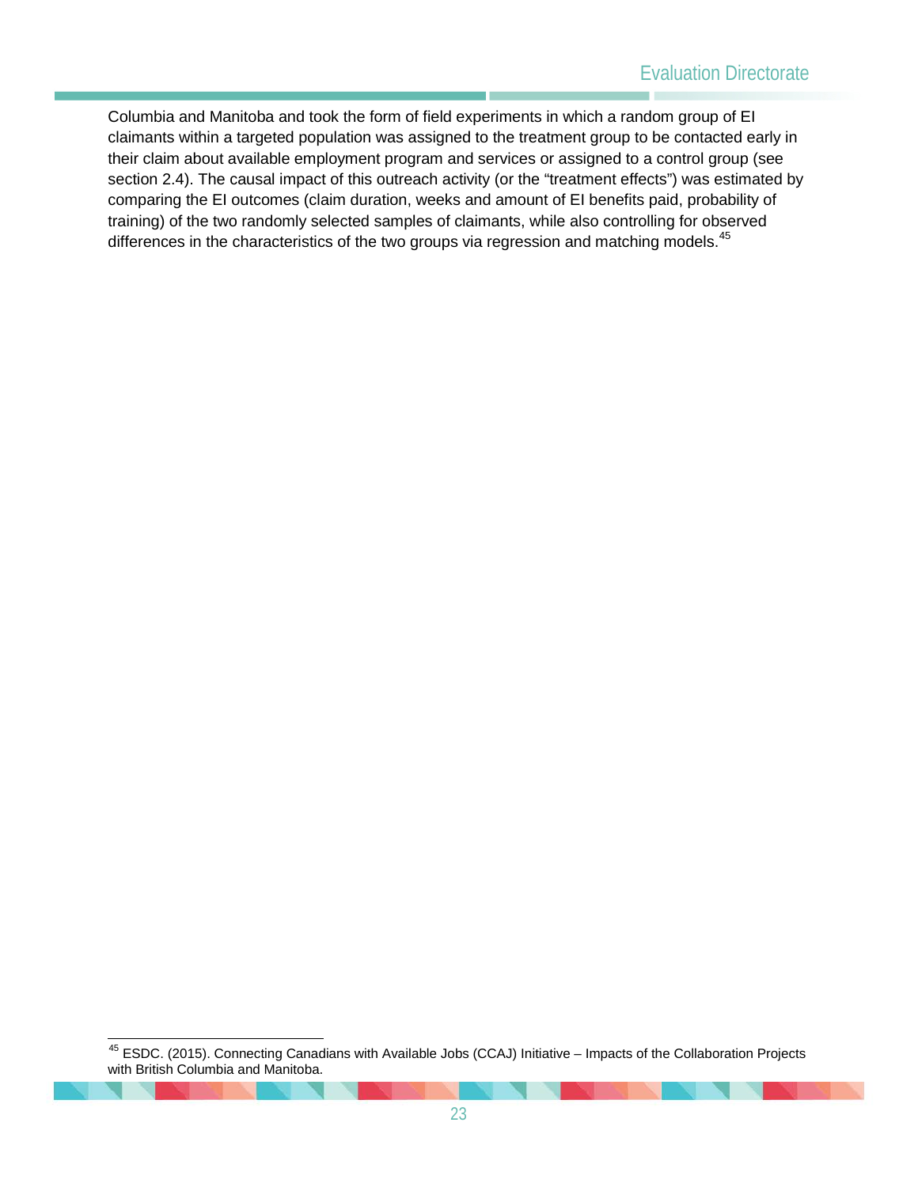Columbia and Manitoba and took the form of field experiments in which a random group of EI claimants within a targeted population was assigned to the treatment group to be contacted early in their claim about available employment program and services or assigned to a control group (see section 2.4). The causal impact of this outreach activity (or the "treatment effects") was estimated by comparing the EI outcomes (claim duration, weeks and amount of EI benefits paid, probability of training) of the two randomly selected samples of claimants, while also controlling for observed differences in the characteristics of the two groups via regression and matching models.[45]

[45] ESDC. (2015). Connecting Canadians with Available Jobs (CCAJ) Initiative – Impacts of the Collaboration Projects with British Columbia and Manitoba.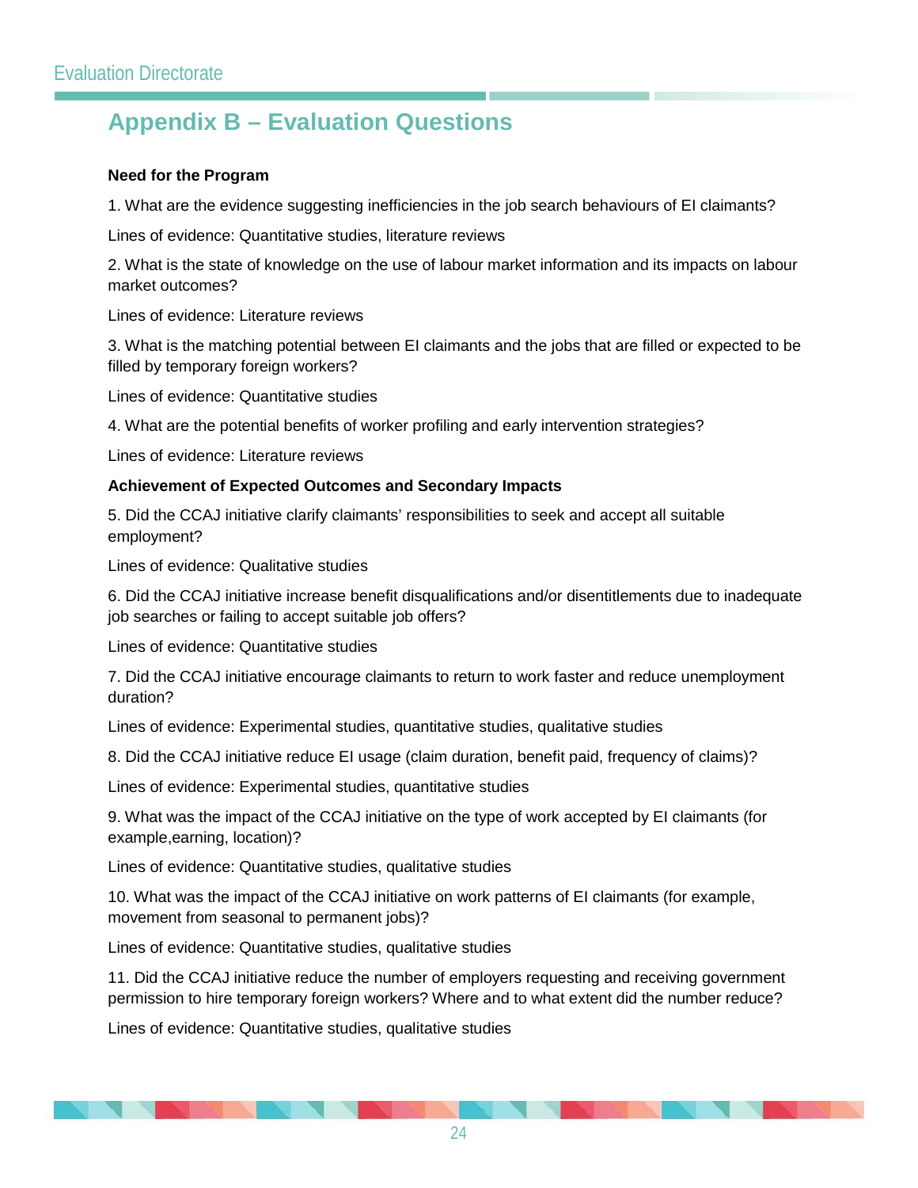## Appendix B – Evaluation Questions

**Need for the Program**

1. What are the evidence suggesting inefficiencies in the job search behaviours of EI claimants?

Lines of evidence: Quantitative studies, literature reviews

2. What is the state of knowledge on the use of labour market information and its impacts on labour market outcomes?

Lines of evidence: Literature reviews

3. What is the matching potential between EI claimants and the jobs that are filled or expected to be filled by temporary foreign workers?

Lines of evidence: Quantitative studies

4. What are the potential benefits of worker profiling and early intervention strategies?

Lines of evidence: Literature reviews

**Achievement of Expected Outcomes and Secondary Impacts**

5. Did the CCAJ initiative clarify claimants' responsibilities to seek and accept all suitable employment?

Lines of evidence: Qualitative studies

6. Did the CCAJ initiative increase benefit disqualifications and/or disentitlements due to inadequate job searches or failing to accept suitable job offers?

Lines of evidence: Quantitative studies

7. Did the CCAJ initiative encourage claimants to return to work faster and reduce unemployment duration?

Lines of evidence: Experimental studies, quantitative studies, qualitative studies

8. Did the CCAJ initiative reduce EI usage (claim duration, benefit paid, frequency of claims)?

Lines of evidence: Experimental studies, quantitative studies

9. What was the impact of the CCAJ initiative on the type of work accepted by EI claimants (for example,earning, location)?

Lines of evidence: Quantitative studies, qualitative studies

10. What was the impact of the CCAJ initiative on work patterns of EI claimants (for example, movement from seasonal to permanent jobs)?

Lines of evidence: Quantitative studies, qualitative studies

11. Did the CCAJ initiative reduce the number of employers requesting and receiving government permission to hire temporary foreign workers? Where and to what extent did the number reduce?

Lines of evidence: Quantitative studies, qualitative studies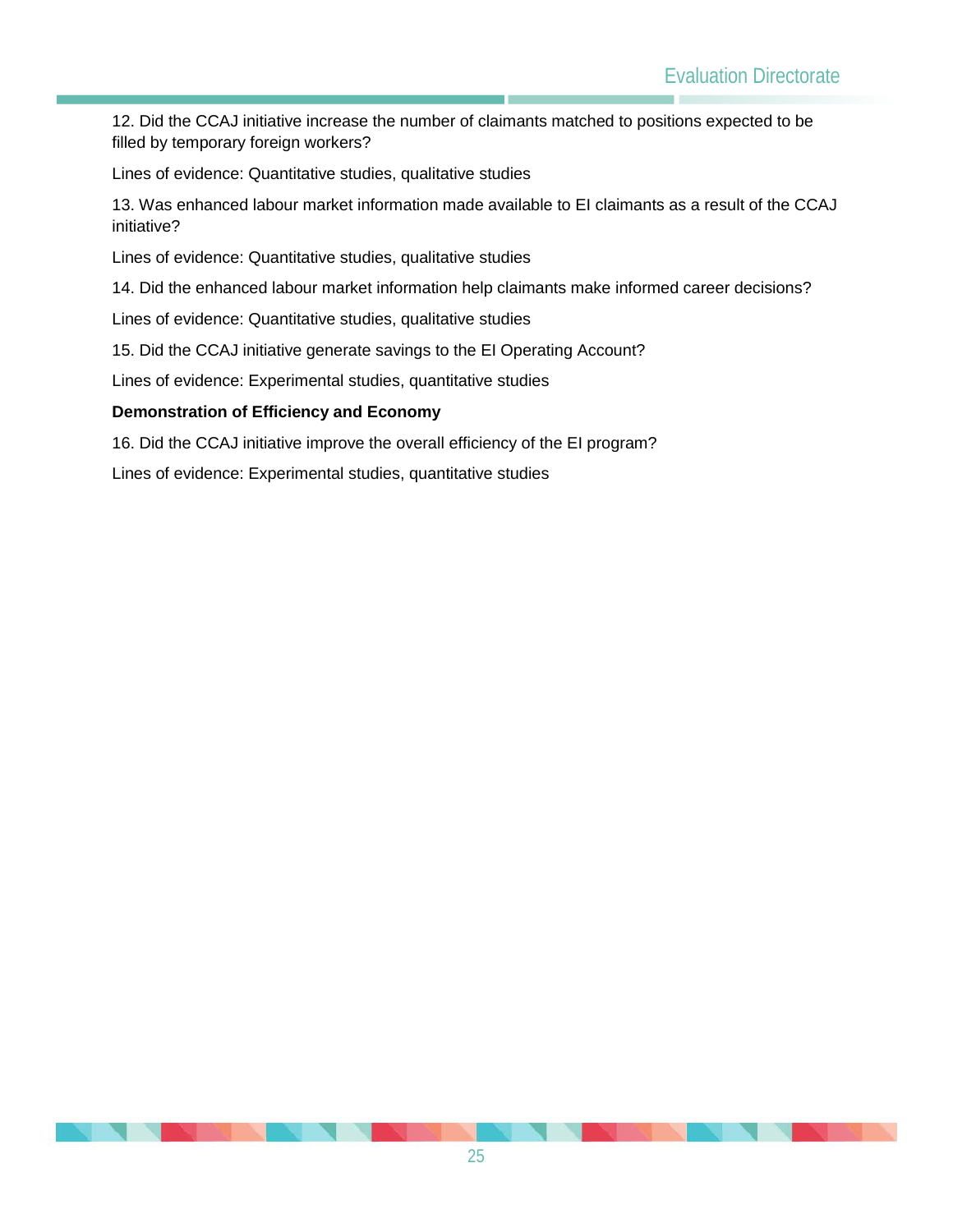12. Did the CCAJ initiative increase the number of claimants matched to positions expected to be filled by temporary foreign workers?

Lines of evidence: Quantitative studies, qualitative studies

13. Was enhanced labour market information made available to EI claimants as a result of the CCAJ initiative?

Lines of evidence: Quantitative studies, qualitative studies

14. Did the enhanced labour market information help claimants make informed career decisions?

Lines of evidence: Quantitative studies, qualitative studies

15. Did the CCAJ initiative generate savings to the EI Operating Account?

Lines of evidence: Experimental studies, quantitative studies

**Demonstration of Efficiency and Economy**

16. Did the CCAJ initiative improve the overall efficiency of the EI program?

Lines of evidence: Experimental studies, quantitative studies